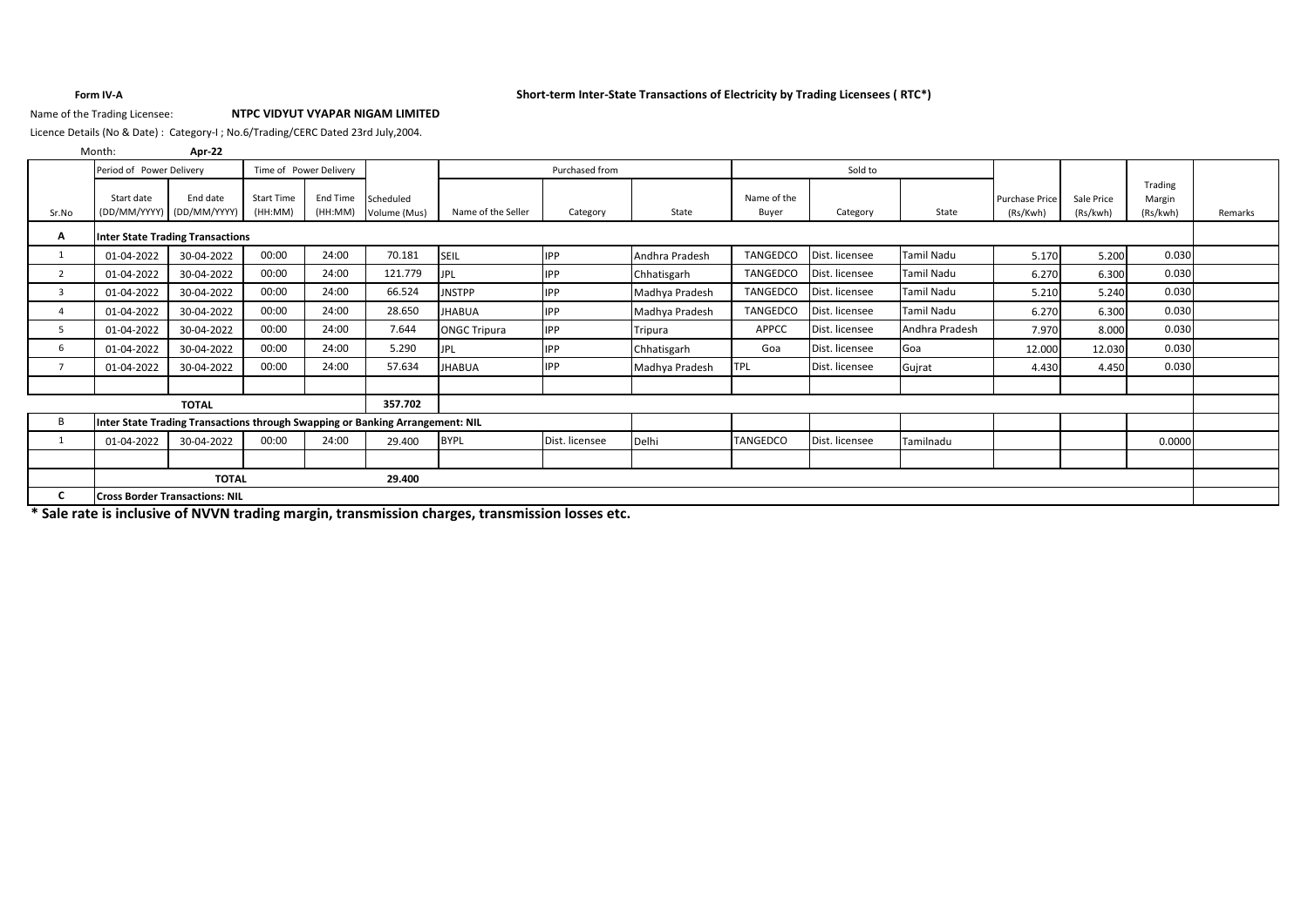**Form IV-A**

**Short-term Inter-State Transactions of Electricity by Trading Licensees ( RTC*)**

Name of the Trading Licensee: **NTPC VIDYUT VYAPAR NIGAM LIMITED**

Licence Details (No & Date) : Category-I ; No.6/Trading/CERC Dated 23rd July,2004.

Month: **Apr-22**

| Sr.No | Period of Power Delivery | | Time of Power Delivery | | Scheduled Volume (Mus) | Purchased from | | | Sold to | | | Purchase Price (Rs/Kwh) | Sale Price (Rs/kwh) | Trading Margin (Rs/kwh) | Remarks |
|---|---|---|---|---|---|---|---|---|---|---|---|---|---|---|---|
| | Start date (DD/MM/YYYY) | End date (DD/MM/YYYY) | Start Time (HH:MM) | End Time (HH:MM) | | Name of the Seller | Category | State | Name of the Buyer | Category | State | | | | |
| **A** | **Inter State Trading Transactions** | | | | | | | | | | | | | | |
| 1 | 01-04-2022 | 30-04-2022 | 00:00 | 24:00 | 70.181 | SEIL | IPP | Andhra Pradesh | TANGEDCO | Dist. licensee | Tamil Nadu | 5.170 | 5.200 | 0.030 | |
| 2 | 01-04-2022 | 30-04-2022 | 00:00 | 24:00 | 121.779 | JPL | IPP | Chhatisgarh | TANGEDCO | Dist. licensee | Tamil Nadu | 6.270 | 6.300 | 0.030 | |
| 3 | 01-04-2022 | 30-04-2022 | 00:00 | 24:00 | 66.524 | JNSTPP | IPP | Madhya Pradesh | TANGEDCO | Dist. licensee | Tamil Nadu | 5.210 | 5.240 | 0.030 | |
| 4 | 01-04-2022 | 30-04-2022 | 00:00 | 24:00 | 28.650 | JHABUA | IPP | Madhya Pradesh | TANGEDCO | Dist. licensee | Tamil Nadu | 6.270 | 6.300 | 0.030 | |
| 5 | 01-04-2022 | 30-04-2022 | 00:00 | 24:00 | 7.644 | ONGC Tripura | IPP | Tripura | APPCC | Dist. licensee | Andhra Pradesh | 7.970 | 8.000 | 0.030 | |
| 6 | 01-04-2022 | 30-04-2022 | 00:00 | 24:00 | 5.290 | JPL | IPP | Chhatisgarh | Goa | Dist. licensee | Goa | 12.000 | 12.030 | 0.030 | |
| 7 | 01-04-2022 | 30-04-2022 | 00:00 | 24:00 | 57.634 | JHABUA | IPP | Madhya Pradesh | TPL | Dist. licensee | Gujrat | 4.430 | 4.450 | 0.030 | |
| | | | | | | | | | | | | | | | |
| | **TOTAL** | | | | **357.702** | | | | | | | | | | |
| B | **Inter State Trading Transactions through Swapping or Banking Arrangement: NIL** | | | | | | | | | | | | | | |
| 1 | 01-04-2022 | 30-04-2022 | 00:00 | 24:00 | 29.400 | BYPL | Dist. licensee | Delhi | TANGEDCO | Dist. licensee | Tamilnadu | | | 0.0000 | |
| | | | | | | | | | | | | | | | |
| | **TOTAL** | | | | **29.400** | | | | | | | | | | |
| **C** | **Cross Border Transactions: NIL** | | | | | | | | | | | | | | |

**\* Sale rate is inclusive of NVVN trading margin, transmission charges, transmission losses etc.**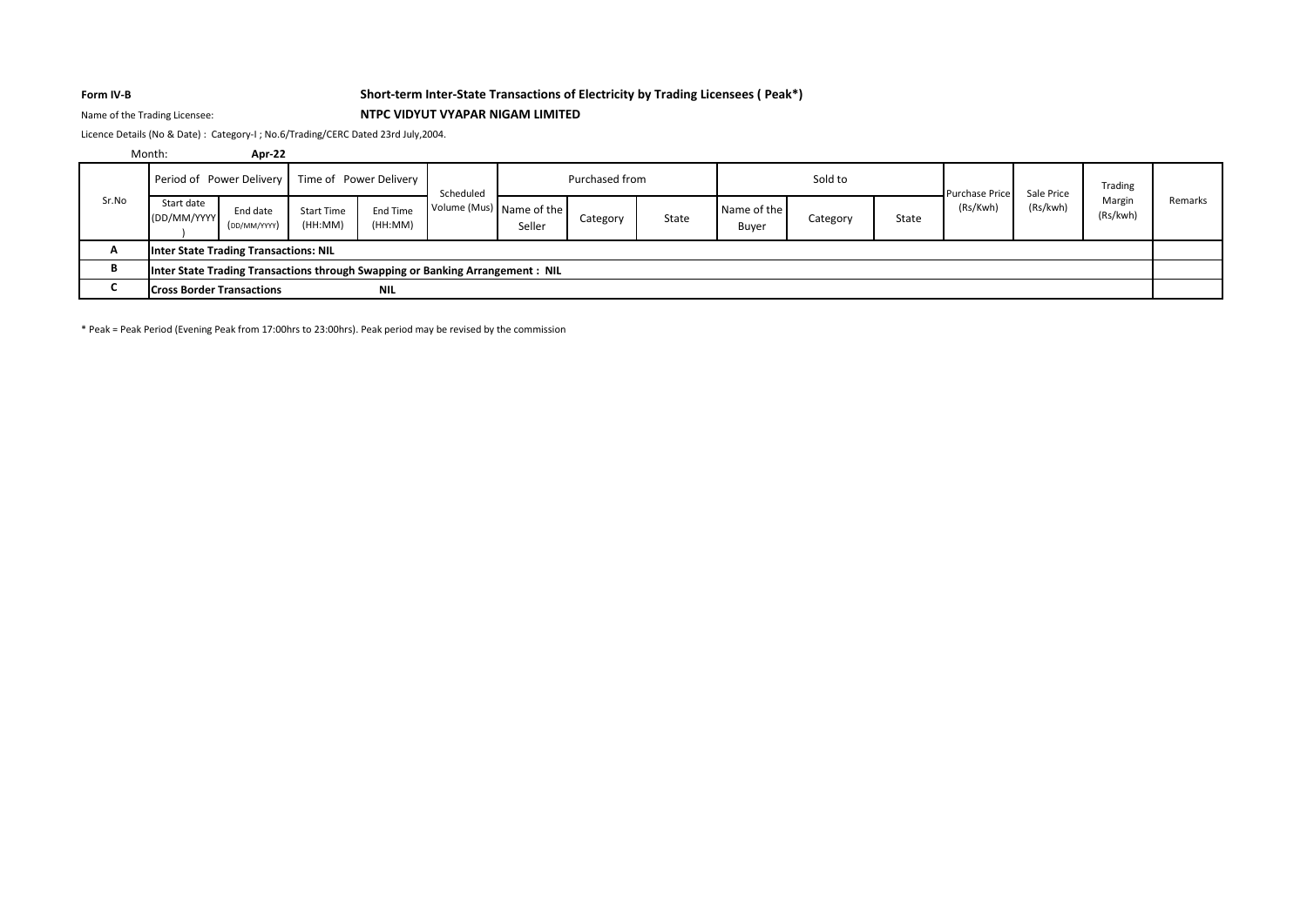**Form IV-B**

## Short-term Inter-State Transactions of Electricity by Trading Licensees ( Peak*)

Name of the Trading Licensee: **NTPC VIDYUT VYAPAR NIGAM LIMITED**

Licence Details (No & Date) : Category-I ; No.6/Trading/CERC Dated 23rd July,2004.

Month: **Apr-22**

| Sr.No | Period of Power Delivery | | Time of Power Delivery | | Scheduled Volume (Mus) | Purchased from | | | Sold to | | | Purchase Price (Rs/Kwh) | Sale Price (Rs/kwh) | Trading Margin (Rs/kwh) | Remarks |
|---|---|---|---|---|---|---|---|---|---|---|---|---|---|---|---|
| | Start date (DD/MM/YYYY) | End date (DD/MM/YYYY) | Start Time (HH:MM) | End Time (HH:MM) | | Name of the Seller | Category | State | Name of the Buyer | Category | State | | | | |
| **A** | **Inter State Trading Transactions: NIL** | | | | | | | | | | | | | | |
| **B** | **Inter State Trading Transactions through Swapping or Banking Arrangement : NIL** | | | | | | | | | | | | | | |
| **C** | **Cross Border Transactions** | | | **NIL** | | | | | | | | | | | |

* Peak = Peak Period (Evening Peak from 17:00hrs to 23:00hrs). Peak period may be revised by the commission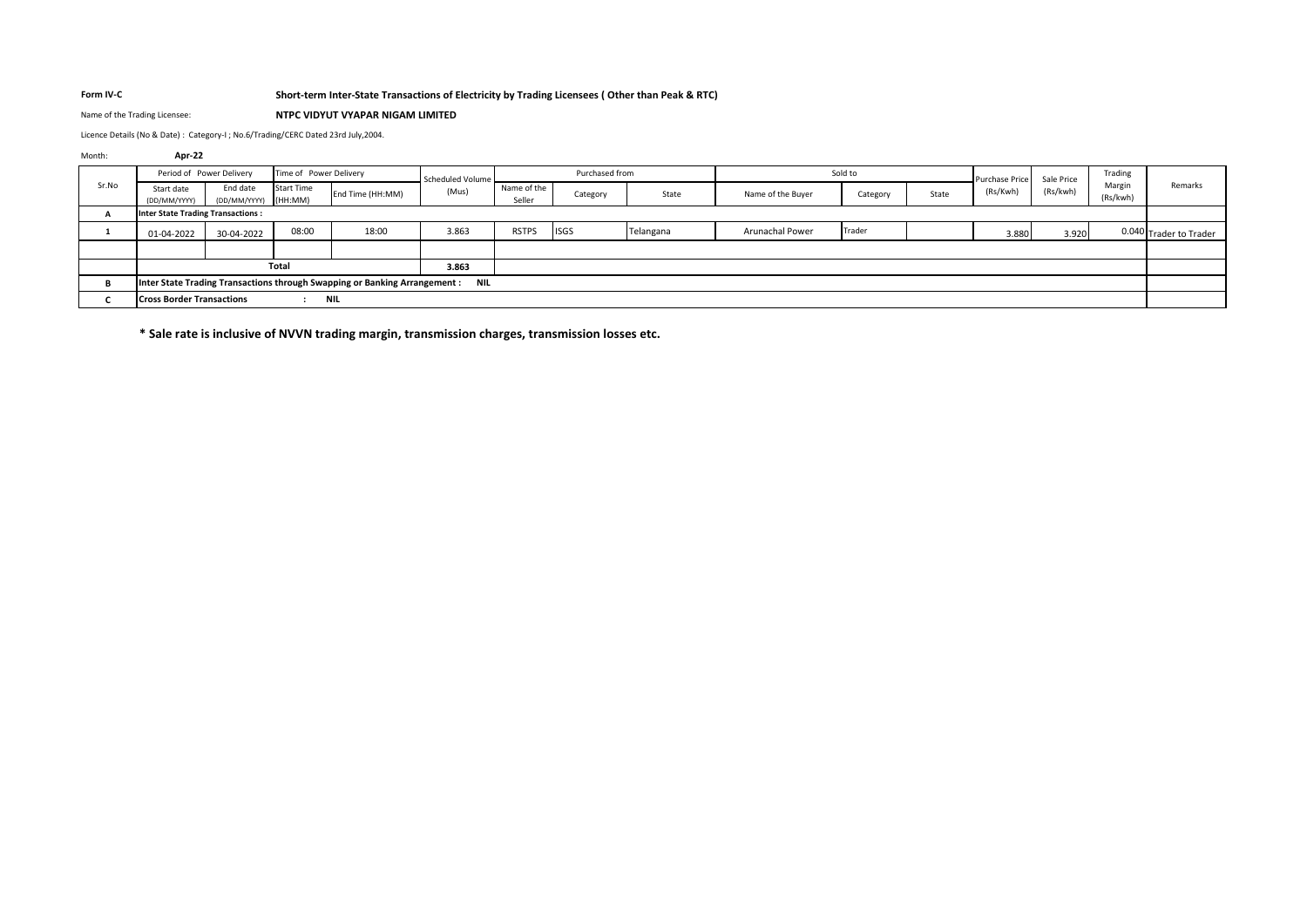**Form IV-C** **Short-term Inter-State Transactions of Electricity by Trading Licensees ( Other than Peak & RTC)**

Name of the Trading Licensee: **NTPC VIDYUT VYAPAR NIGAM LIMITED**

Licence Details (No & Date) : Category-I ; No.6/Trading/CERC Dated 23rd July,2004.

Month: **Apr-22**

| Sr.No | Period of Power Delivery | | Time of Power Delivery | | Scheduled Volume (Mus) | Purchased from | | | Sold to | | | Purchase Price (Rs/Kwh) | Sale Price (Rs/kwh) | Trading Margin (Rs/kwh) | Remarks |
|---|---|---|---|---|---|---|---|---|---|---|---|---|---|---|---|
| | Start date (DD/MM/YYYY) | End date (DD/MM/YYYY) | Start Time (HH:MM) | End Time (HH:MM) | | Name of the Seller | Category | State | Name of the Buyer | Category | State | | | | |
| **A** | **Inter State Trading Transactions :** | | | | | | | | | | | | | | |
| **1** | 01-04-2022 | 30-04-2022 | 08:00 | 18:00 | 3.863 | RSTPS | ISGS | Telangana | Arunachal Power | Trader | | 3.880 | 3.920 | 0.040 | Trader to Trader |
| | | | | | | | | | | | | | | | |
| | **Total** | | | | **3.863** | | | | | | | | | | |
| **B** | **Inter State Trading Transactions through Swapping or Banking Arrangement : NIL** | | | | | | | | | | | | | | |
| **C** | **Cross Border Transactions : NIL** | | | | | | | | | | | | | | |

**\* Sale rate is inclusive of NVVN trading margin, transmission charges, transmission losses etc.**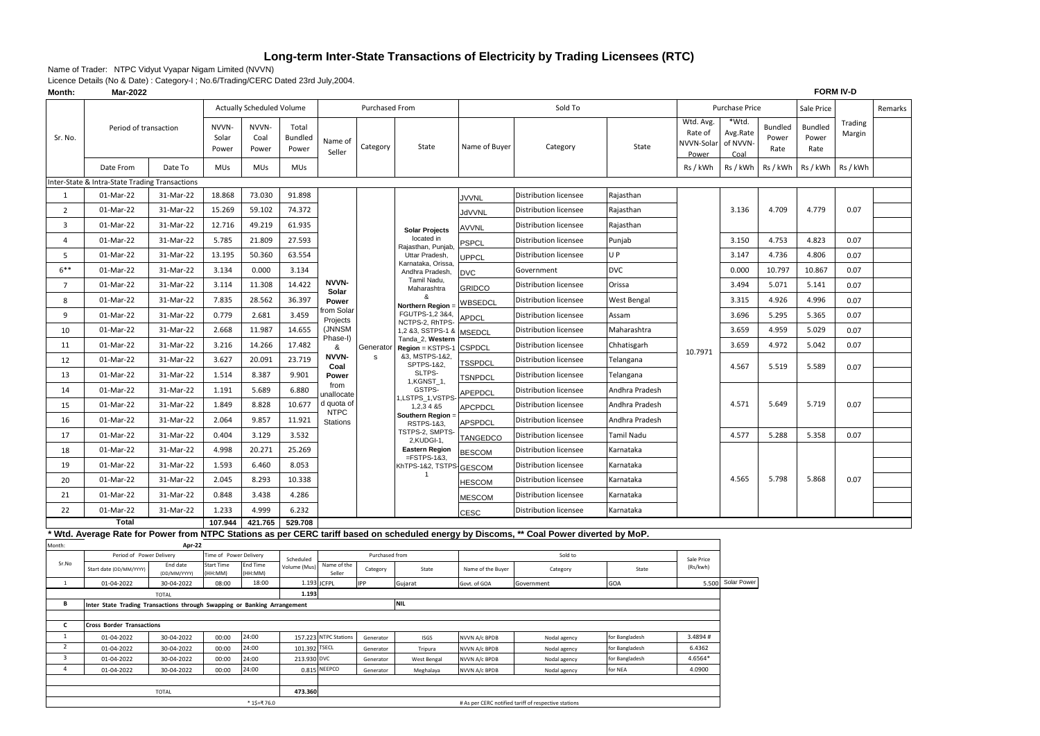# Long-term Inter-State Transactions of Electricity by Trading Licensees (RTC)

Name of Trader: NTPC Vidyut Vyapar Nigam Limited (NVVN)

Licence Details (No & Date) : Category-I ; No.6/Trading/CERC Dated 23rd July,2004.

**Month:** **Mar-2022** **FORM IV-D**

| Sr. No. | Period of transaction | | Actually Scheduled Volume | | | Purchased From | | | Sold To | | | Purchase Price | | | Sale Price | Trading Margin | Remarks |
|---|---|---|---|---|---|---|---|---|---|---|---|---|---|---|---|---|---|
| | | | NVVN-Solar Power | NVVN-Coal Power | Total Bundled Power | Name of Seller | Category | State | Name of Buyer | Category | State | Wtd. Avg. Rate of NVVN-Solar Power | *Wtd. Avg.Rate of NVVN-Coal | Bundled Power Rate | Bundled Power Rate | | |
| | Date From | Date To | MUs | MUs | MUs | | | | | | | Rs / kWh | Rs / kWh | Rs / kWh | Rs / kWh | Rs / kWh | |
| Inter-State & Intra-State Trading Transactions | | | | | | | | | | | | | | | | | |
| 1 | 01-Mar-22 | 31-Mar-22 | 18.868 | 73.030 | 91.898 | NVVN-Solar Power from Solar Projects (JNNSM Phase-I) & NVVN-Coal Power from unallocated quota of NTPC Stations | Generators | Solar Projects located in Rajasthan, Punjab, Uttar Pradesh, Karnataka, Orissa, Andhra Pradesh, Tamil Nadu, Maharashtra & Northern Region = FGUTPS-1,2 3&4, NCTPS-2, RhTPS-1,2 &3, SSTPS-1 & Tanda_2, Western Region = KSTPS-1 &3, MSTPS-1&2, SPTPS-1&2, SLTPS-1,KGNST_1, GSTPS-1,LSTPS_1,VSTPS-1,2,3 4 &5 Southern Region = RSTPS-1&3, TSTPS-2, SMPTS-2,KUDGI-1, Eastern Region =FSTPS-1&3, KhTPS-1&2, TSTPS-1 | JVVNL | Distribution licensee | Rajasthan | 10.7971 | 3.136 | 4.709 | 4.779 | 0.07 | |
| 2 | 01-Mar-22 | 31-Mar-22 | 15.269 | 59.102 | 74.372 | | | | JdVVNL | Distribution licensee | Rajasthan | | | | | | |
| 3 | 01-Mar-22 | 31-Mar-22 | 12.716 | 49.219 | 61.935 | | | | AVVNL | Distribution licensee | Rajasthan | | | | | | |
| 4 | 01-Mar-22 | 31-Mar-22 | 5.785 | 21.809 | 27.593 | | | | PSPCL | Distribution licensee | Punjab | | 3.150 | 4.753 | 4.823 | 0.07 | |
| 5 | 01-Mar-22 | 31-Mar-22 | 13.195 | 50.360 | 63.554 | | | | UPPCL | Distribution licensee | U P | | 3.147 | 4.736 | 4.806 | 0.07 | |
| 6** | 01-Mar-22 | 31-Mar-22 | 3.134 | 0.000 | 3.134 | | | | DVC | Government | DVC | | 0.000 | 10.797 | 10.867 | 0.07 | |
| 7 | 01-Mar-22 | 31-Mar-22 | 3.114 | 11.308 | 14.422 | | | | GRIDCO | Distribution licensee | Orissa | | 3.494 | 5.071 | 5.141 | 0.07 | |
| 8 | 01-Mar-22 | 31-Mar-22 | 7.835 | 28.562 | 36.397 | | | | WBSEDCL | Distribution licensee | West Bengal | | 3.315 | 4.926 | 4.996 | 0.07 | |
| 9 | 01-Mar-22 | 31-Mar-22 | 0.779 | 2.681 | 3.459 | | | | APDCL | Distribution licensee | Assam | | 3.696 | 5.295 | 5.365 | 0.07 | |
| 10 | 01-Mar-22 | 31-Mar-22 | 2.668 | 11.987 | 14.655 | | | | MSEDCL | Distribution licensee | Maharashtra | | 3.659 | 4.959 | 5.029 | 0.07 | |
| 11 | 01-Mar-22 | 31-Mar-22 | 3.216 | 14.266 | 17.482 | | | | CSPDCL | Distribution licensee | Chhatisgarh | | 3.659 | 4.972 | 5.042 | 0.07 | |
| 12 | 01-Mar-22 | 31-Mar-22 | 3.627 | 20.091 | 23.719 | | | | TSSPDCL | Distribution licensee | Telangana | | 4.567 | 5.519 | 5.589 | 0.07 | |
| 13 | 01-Mar-22 | 31-Mar-22 | 1.514 | 8.387 | 9.901 | | | | TSNPDCL | Distribution licensee | Telangana | | | | | | |
| 14 | 01-Mar-22 | 31-Mar-22 | 1.191 | 5.689 | 6.880 | | | | APEPDCL | Distribution licensee | Andhra Pradesh | | 4.571 | 5.649 | 5.719 | 0.07 | |
| 15 | 01-Mar-22 | 31-Mar-22 | 1.849 | 8.828 | 10.677 | | | | APCPDCL | Distribution licensee | Andhra Pradesh | | | | | | |
| 16 | 01-Mar-22 | 31-Mar-22 | 2.064 | 9.857 | 11.921 | | | | APSPDCL | Distribution licensee | Andhra Pradesh | | | | | | |
| 17 | 01-Mar-22 | 31-Mar-22 | 0.404 | 3.129 | 3.532 | | | | TANGEDCO | Distribution licensee | Tamil Nadu | | 4.577 | 5.288 | 5.358 | 0.07 | |
| 18 | 01-Mar-22 | 31-Mar-22 | 4.998 | 20.271 | 25.269 | | | | BESCOM | Distribution licensee | Karnataka | | 4.565 | 5.798 | 5.868 | 0.07 | |
| 19 | 01-Mar-22 | 31-Mar-22 | 1.593 | 6.460 | 8.053 | | | | GESCOM | Distribution licensee | Karnataka | | | | | | |
| 20 | 01-Mar-22 | 31-Mar-22 | 2.045 | 8.293 | 10.338 | | | | HESCOM | Distribution licensee | Karnataka | | | | | | |
| 21 | 01-Mar-22 | 31-Mar-22 | 0.848 | 3.438 | 4.286 | | | | MESCOM | Distribution licensee | Karnataka | | | | | | |
| 22 | 01-Mar-22 | 31-Mar-22 | 1.233 | 4.999 | 6.232 | | | | CESC | Distribution licensee | Karnataka | | | | | | |
| **Total** | | | **107.944** | **421.765** | **529.708** | | | | | | | | | | | | |

**\* Wtd. Average Rate for Power from NTPC Stations as per CERC tariff based on scheduled energy by Discoms, \*\* Coal Power diverted by MoP.**

Month: **Apr-22**

| Sr.No | Period of Power Delivery | | Time of Power Delivery | | Scheduled Volume (Mus) | Purchased from | | | Sold to | | | Sale Price (Rs/kwh) | |
|---|---|---|---|---|---|---|---|---|---|---|---|---|---|
| | Start date (DD/MM/YYYY) | End date (DD/MM/YYYY) | Start Time (HH:MM) | End Time (HH:MM) | | Name of the Seller | Category | State | Name of the Buyer | Category | State | | |
| 1 | 01-04-2022 | 30-04-2022 | 08:00 | 18:00 | 1.193 | JCFPL | IPP | Gujarat | Govt. of GOA | Government | GOA | 5.500 | Solar Power |
| | TOTAL | | | | 1.193 | | | | | | | | |
| B | Inter State Trading Transactions through Swapping or Banking Arrangement | | | | | | | NIL | | | | | |
| C | Cross Border Transactions | | | | | | | | | | | | |
| 1 | 01-04-2022 | 30-04-2022 | 00:00 | 24:00 | 157.223 | NTPC Stations | Generator | ISGS | NVVN A/c BPDB | Nodal agency | for Bangladesh | 3.4894 # | |
| 2 | 01-04-2022 | 30-04-2022 | 00:00 | 24:00 | 101.392 | TSECL | Generator | Tripura | NVVN A/c BPDB | Nodal agency | for Bangladesh | 6.4362 | |
| 3 | 01-04-2022 | 30-04-2022 | 00:00 | 24:00 | 213.930 | DVC | Generator | West Bengal | NVVN A/c BPDB | Nodal agency | for Bangladesh | 4.6564* | |
| 4 | 01-04-2022 | 30-04-2022 | 00:00 | 24:00 | 0.815 | NEEPCO | Generator | Meghalaya | NVVN A/c BPDB | Nodal agency | for NEA | 4.0900 | |
| | TOTAL | | | | 473.360 | | | | | | | | |
| | | | * 1$=₹ 76.0 | | | | | | # As per CERC notified tariff of respective stations | | | | |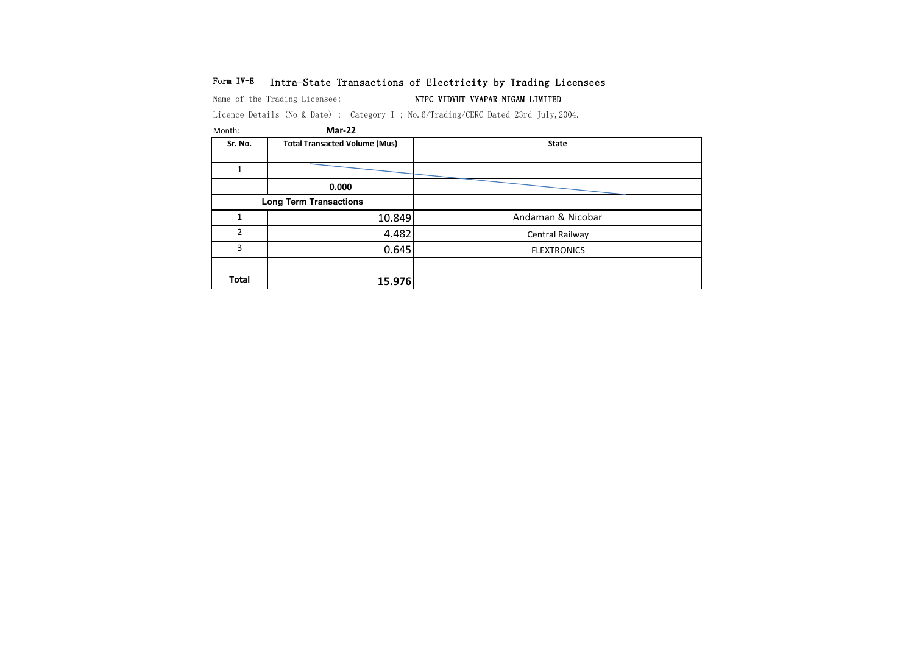Form IV-E **Intra-State Transactions of Electricity by Trading Licensees**

Name of the Trading Licensee: NTPC VIDYUT VYAPAR NIGAM LIMITED

Licence Details (No & Date) : Category-I ; No.6/Trading/CERC Dated 23rd July,2004.

Month: **Mar-22**

| Sr. No. | Total Transacted Volume (Mus) | State |
|---|---|---|
| 1 | | |
| | **0.000** | |
| **Long Term Transactions** | | |
| 1 | 10.849 | Andaman & Nicobar |
| 2 | 4.482 | Central Railway |
| 3 | 0.645 | FLEXTRONICS |
| | | |
| **Total** | **15.976** | |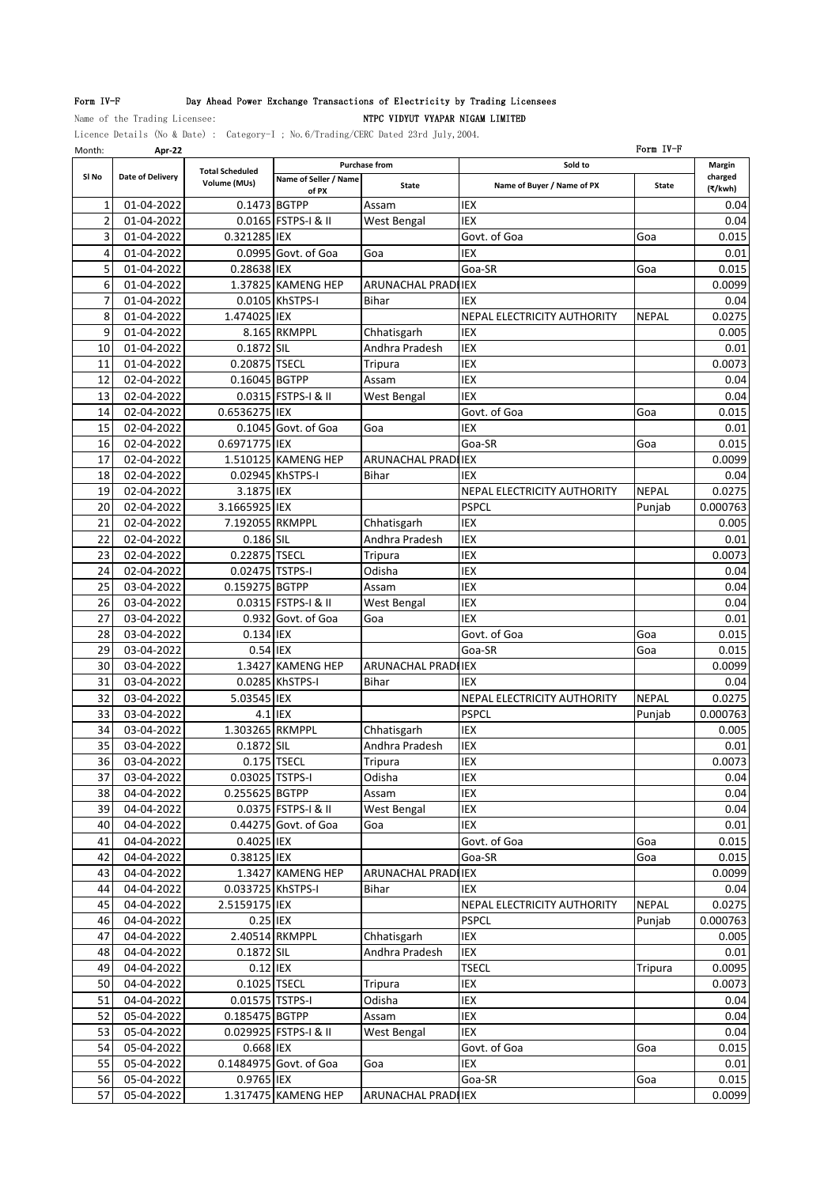Form IV-F Day Ahead Power Exchange Transactions of Electricity by Trading Licensees

Name of the Trading Licensee: NTPC VIDYUT VYAPAR NIGAM LIMITED

Licence Details (No & Date) : Category-I ; No.6/Trading/CERC Dated 23rd July,2004.

Month: **Apr-22** Form IV-F

| Sl No | Date of Delivery | Total Scheduled Volume (MUs) | Purchase from | | Sold to | | Margin charged (₹/kwh) |
|---|---|---|---|---|---|---|---|
| | | | Name of Seller / Name of PX | State | Name of Buyer / Name of PX | State | |
| 1 | 01-04-2022 | 0.1473 | BGTPP | Assam | IEX | | 0.04 |
| 2 | 01-04-2022 | 0.0165 | FSTPS-I & II | West Bengal | IEX | | 0.04 |
| 3 | 01-04-2022 | 0.321285 | IEX | | Govt. of Goa | Goa | 0.015 |
| 4 | 01-04-2022 | 0.0995 | Govt. of Goa | Goa | IEX | | 0.01 |
| 5 | 01-04-2022 | 0.28638 | IEX | | Goa-SR | Goa | 0.015 |
| 6 | 01-04-2022 | 1.37825 | KAMENG HEP | ARUNACHAL PRADI | IEX | | 0.0099 |
| 7 | 01-04-2022 | 0.0105 | KhSTPS-I | Bihar | IEX | | 0.04 |
| 8 | 01-04-2022 | 1.474025 | IEX | | NEPAL ELECTRICITY AUTHORITY | NEPAL | 0.0275 |
| 9 | 01-04-2022 | 8.165 | RKMPPL | Chhatisgarh | IEX | | 0.005 |
| 10 | 01-04-2022 | 0.1872 | SIL | Andhra Pradesh | IEX | | 0.01 |
| 11 | 01-04-2022 | 0.20875 | TSECL | Tripura | IEX | | 0.0073 |
| 12 | 02-04-2022 | 0.16045 | BGTPP | Assam | IEX | | 0.04 |
| 13 | 02-04-2022 | 0.0315 | FSTPS-I & II | West Bengal | IEX | | 0.04 |
| 14 | 02-04-2022 | 0.6536275 | IEX | | Govt. of Goa | Goa | 0.015 |
| 15 | 02-04-2022 | 0.1045 | Govt. of Goa | Goa | IEX | | 0.01 |
| 16 | 02-04-2022 | 0.6971775 | IEX | | Goa-SR | Goa | 0.015 |
| 17 | 02-04-2022 | 1.510125 | KAMENG HEP | ARUNACHAL PRADI | IEX | | 0.0099 |
| 18 | 02-04-2022 | 0.02945 | KhSTPS-I | Bihar | IEX | | 0.04 |
| 19 | 02-04-2022 | 3.1875 | IEX | | NEPAL ELECTRICITY AUTHORITY | NEPAL | 0.0275 |
| 20 | 02-04-2022 | 3.1665925 | IEX | | PSPCL | Punjab | 0.000763 |
| 21 | 02-04-2022 | 7.192055 | RKMPPL | Chhatisgarh | IEX | | 0.005 |
| 22 | 02-04-2022 | 0.186 | SIL | Andhra Pradesh | IEX | | 0.01 |
| 23 | 02-04-2022 | 0.22875 | TSECL | Tripura | IEX | | 0.0073 |
| 24 | 02-04-2022 | 0.02475 | TSTPS-I | Odisha | IEX | | 0.04 |
| 25 | 03-04-2022 | 0.159275 | BGTPP | Assam | IEX | | 0.04 |
| 26 | 03-04-2022 | 0.0315 | FSTPS-I & II | West Bengal | IEX | | 0.04 |
| 27 | 03-04-2022 | 0.932 | Govt. of Goa | Goa | IEX | | 0.01 |
| 28 | 03-04-2022 | 0.134 | IEX | | Govt. of Goa | Goa | 0.015 |
| 29 | 03-04-2022 | 0.54 | IEX | | Goa-SR | Goa | 0.015 |
| 30 | 03-04-2022 | 1.3427 | KAMENG HEP | ARUNACHAL PRADI | IEX | | 0.0099 |
| 31 | 03-04-2022 | 0.0285 | KhSTPS-I | Bihar | IEX | | 0.04 |
| 32 | 03-04-2022 | 5.03545 | IEX | | NEPAL ELECTRICITY AUTHORITY | NEPAL | 0.0275 |
| 33 | 03-04-2022 | 4.1 | IEX | | PSPCL | Punjab | 0.000763 |
| 34 | 03-04-2022 | 1.303265 | RKMPPL | Chhatisgarh | IEX | | 0.005 |
| 35 | 03-04-2022 | 0.1872 | SIL | Andhra Pradesh | IEX | | 0.01 |
| 36 | 03-04-2022 | 0.175 | TSECL | Tripura | IEX | | 0.0073 |
| 37 | 03-04-2022 | 0.03025 | TSTPS-I | Odisha | IEX | | 0.04 |
| 38 | 04-04-2022 | 0.255625 | BGTPP | Assam | IEX | | 0.04 |
| 39 | 04-04-2022 | 0.0375 | FSTPS-I & II | West Bengal | IEX | | 0.04 |
| 40 | 04-04-2022 | 0.44275 | Govt. of Goa | Goa | IEX | | 0.01 |
| 41 | 04-04-2022 | 0.4025 | IEX | | Govt. of Goa | Goa | 0.015 |
| 42 | 04-04-2022 | 0.38125 | IEX | | Goa-SR | Goa | 0.015 |
| 43 | 04-04-2022 | 1.3427 | KAMENG HEP | ARUNACHAL PRADI | IEX | | 0.0099 |
| 44 | 04-04-2022 | 0.033725 | KhSTPS-I | Bihar | IEX | | 0.04 |
| 45 | 04-04-2022 | 2.5159175 | IEX | | NEPAL ELECTRICITY AUTHORITY | NEPAL | 0.0275 |
| 46 | 04-04-2022 | 0.25 | IEX | | PSPCL | Punjab | 0.000763 |
| 47 | 04-04-2022 | 2.40514 | RKMPPL | Chhatisgarh | IEX | | 0.005 |
| 48 | 04-04-2022 | 0.1872 | SIL | Andhra Pradesh | IEX | | 0.01 |
| 49 | 04-04-2022 | 0.12 | IEX | | TSECL | Tripura | 0.0095 |
| 50 | 04-04-2022 | 0.1025 | TSECL | Tripura | IEX | | 0.0073 |
| 51 | 04-04-2022 | 0.01575 | TSTPS-I | Odisha | IEX | | 0.04 |
| 52 | 05-04-2022 | 0.185475 | BGTPP | Assam | IEX | | 0.04 |
| 53 | 05-04-2022 | 0.029925 | FSTPS-I & II | West Bengal | IEX | | 0.04 |
| 54 | 05-04-2022 | 0.668 | IEX | | Govt. of Goa | Goa | 0.015 |
| 55 | 05-04-2022 | 0.1484975 | Govt. of Goa | Goa | IEX | | 0.01 |
| 56 | 05-04-2022 | 0.9765 | IEX | | Goa-SR | Goa | 0.015 |
| 57 | 05-04-2022 | 1.317475 | KAMENG HEP | ARUNACHAL PRADI | IEX | | 0.0099 |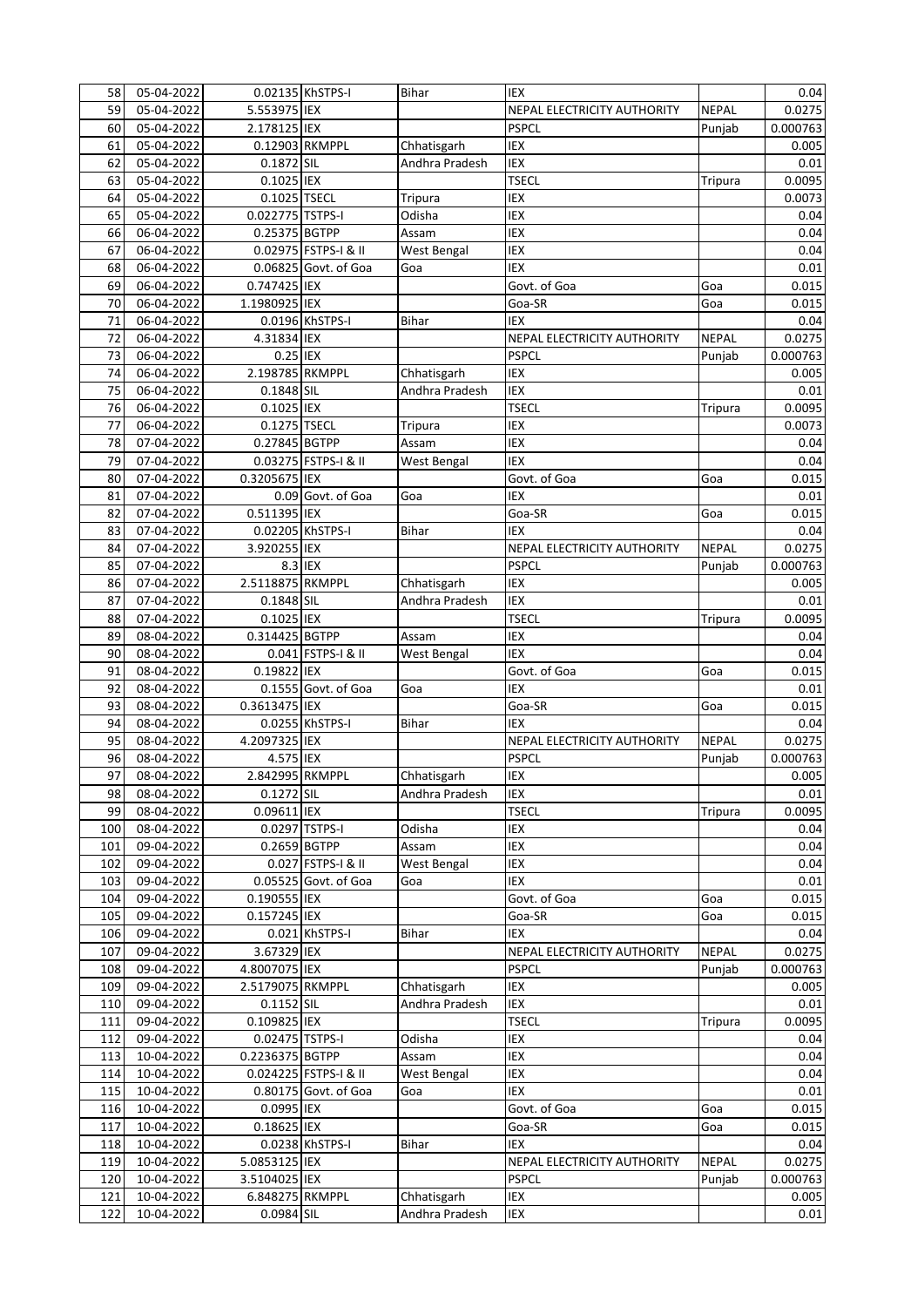| | | | | | | | |
|---|---|---|---|---|---|---|---|
| 58 | 05-04-2022 | 0.02135 | KhSTPS-I | Bihar | IEX | | 0.04 |
| 59 | 05-04-2022 | 5.553975 | IEX | | NEPAL ELECTRICITY AUTHORITY | NEPAL | 0.0275 |
| 60 | 05-04-2022 | 2.178125 | IEX | | PSPCL | Punjab | 0.000763 |
| 61 | 05-04-2022 | 0.12903 | RKMPPL | Chhatisgarh | IEX | | 0.005 |
| 62 | 05-04-2022 | 0.1872 | SIL | Andhra Pradesh | IEX | | 0.01 |
| 63 | 05-04-2022 | 0.1025 | IEX | | TSECL | Tripura | 0.0095 |
| 64 | 05-04-2022 | 0.1025 | TSECL | Tripura | IEX | | 0.0073 |
| 65 | 05-04-2022 | 0.022775 | TSTPS-I | Odisha | IEX | | 0.04 |
| 66 | 06-04-2022 | 0.25375 | BGTPP | Assam | IEX | | 0.04 |
| 67 | 06-04-2022 | 0.02975 | FSTPS-I & II | West Bengal | IEX | | 0.04 |
| 68 | 06-04-2022 | 0.06825 | Govt. of Goa | Goa | IEX | | 0.01 |
| 69 | 06-04-2022 | 0.747425 | IEX | | Govt. of Goa | Goa | 0.015 |
| 70 | 06-04-2022 | 1.1980925 | IEX | | Goa-SR | Goa | 0.015 |
| 71 | 06-04-2022 | 0.0196 | KhSTPS-I | Bihar | IEX | | 0.04 |
| 72 | 06-04-2022 | 4.31834 | IEX | | NEPAL ELECTRICITY AUTHORITY | NEPAL | 0.0275 |
| 73 | 06-04-2022 | 0.25 | IEX | | PSPCL | Punjab | 0.000763 |
| 74 | 06-04-2022 | 2.198785 | RKMPPL | Chhatisgarh | IEX | | 0.005 |
| 75 | 06-04-2022 | 0.1848 | SIL | Andhra Pradesh | IEX | | 0.01 |
| 76 | 06-04-2022 | 0.1025 | IEX | | TSECL | Tripura | 0.0095 |
| 77 | 06-04-2022 | 0.1275 | TSECL | Tripura | IEX | | 0.0073 |
| 78 | 07-04-2022 | 0.27845 | BGTPP | Assam | IEX | | 0.04 |
| 79 | 07-04-2022 | 0.03275 | FSTPS-I & II | West Bengal | IEX | | 0.04 |
| 80 | 07-04-2022 | 0.3205675 | IEX | | Govt. of Goa | Goa | 0.015 |
| 81 | 07-04-2022 | 0.09 | Govt. of Goa | Goa | IEX | | 0.01 |
| 82 | 07-04-2022 | 0.511395 | IEX | | Goa-SR | Goa | 0.015 |
| 83 | 07-04-2022 | 0.02205 | KhSTPS-I | Bihar | IEX | | 0.04 |
| 84 | 07-04-2022 | 3.920255 | IEX | | NEPAL ELECTRICITY AUTHORITY | NEPAL | 0.0275 |
| 85 | 07-04-2022 | 8.3 | IEX | | PSPCL | Punjab | 0.000763 |
| 86 | 07-04-2022 | 2.5118875 | RKMPPL | Chhatisgarh | IEX | | 0.005 |
| 87 | 07-04-2022 | 0.1848 | SIL | Andhra Pradesh | IEX | | 0.01 |
| 88 | 07-04-2022 | 0.1025 | IEX | | TSECL | Tripura | 0.0095 |
| 89 | 08-04-2022 | 0.314425 | BGTPP | Assam | IEX | | 0.04 |
| 90 | 08-04-2022 | 0.041 | FSTPS-I & II | West Bengal | IEX | | 0.04 |
| 91 | 08-04-2022 | 0.19822 | IEX | | Govt. of Goa | Goa | 0.015 |
| 92 | 08-04-2022 | 0.1555 | Govt. of Goa | Goa | IEX | | 0.01 |
| 93 | 08-04-2022 | 0.3613475 | IEX | | Goa-SR | Goa | 0.015 |
| 94 | 08-04-2022 | 0.0255 | KhSTPS-I | Bihar | IEX | | 0.04 |
| 95 | 08-04-2022 | 4.2097325 | IEX | | NEPAL ELECTRICITY AUTHORITY | NEPAL | 0.0275 |
| 96 | 08-04-2022 | 4.575 | IEX | | PSPCL | Punjab | 0.000763 |
| 97 | 08-04-2022 | 2.842995 | RKMPPL | Chhatisgarh | IEX | | 0.005 |
| 98 | 08-04-2022 | 0.1272 | SIL | Andhra Pradesh | IEX | | 0.01 |
| 99 | 08-04-2022 | 0.09611 | IEX | | TSECL | Tripura | 0.0095 |
| 100 | 08-04-2022 | 0.0297 | TSTPS-I | Odisha | IEX | | 0.04 |
| 101 | 09-04-2022 | 0.2659 | BGTPP | Assam | IEX | | 0.04 |
| 102 | 09-04-2022 | 0.027 | FSTPS-I & II | West Bengal | IEX | | 0.04 |
| 103 | 09-04-2022 | 0.05525 | Govt. of Goa | Goa | IEX | | 0.01 |
| 104 | 09-04-2022 | 0.190555 | IEX | | Govt. of Goa | Goa | 0.015 |
| 105 | 09-04-2022 | 0.157245 | IEX | | Goa-SR | Goa | 0.015 |
| 106 | 09-04-2022 | 0.021 | KhSTPS-I | Bihar | IEX | | 0.04 |
| 107 | 09-04-2022 | 3.67329 | IEX | | NEPAL ELECTRICITY AUTHORITY | NEPAL | 0.0275 |
| 108 | 09-04-2022 | 4.8007075 | IEX | | PSPCL | Punjab | 0.000763 |
| 109 | 09-04-2022 | 2.5179075 | RKMPPL | Chhatisgarh | IEX | | 0.005 |
| 110 | 09-04-2022 | 0.1152 | SIL | Andhra Pradesh | IEX | | 0.01 |
| 111 | 09-04-2022 | 0.109825 | IEX | | TSECL | Tripura | 0.0095 |
| 112 | 09-04-2022 | 0.02475 | TSTPS-I | Odisha | IEX | | 0.04 |
| 113 | 10-04-2022 | 0.2236375 | BGTPP | Assam | IEX | | 0.04 |
| 114 | 10-04-2022 | 0.024225 | FSTPS-I & II | West Bengal | IEX | | 0.04 |
| 115 | 10-04-2022 | 0.80175 | Govt. of Goa | Goa | IEX | | 0.01 |
| 116 | 10-04-2022 | 0.0995 | IEX | | Govt. of Goa | Goa | 0.015 |
| 117 | 10-04-2022 | 0.18625 | IEX | | Goa-SR | Goa | 0.015 |
| 118 | 10-04-2022 | 0.0238 | KhSTPS-I | Bihar | IEX | | 0.04 |
| 119 | 10-04-2022 | 5.0853125 | IEX | | NEPAL ELECTRICITY AUTHORITY | NEPAL | 0.0275 |
| 120 | 10-04-2022 | 3.5104025 | IEX | | PSPCL | Punjab | 0.000763 |
| 121 | 10-04-2022 | 6.848275 | RKMPPL | Chhatisgarh | IEX | | 0.005 |
| 122 | 10-04-2022 | 0.0984 | SIL | Andhra Pradesh | IEX | | 0.01 |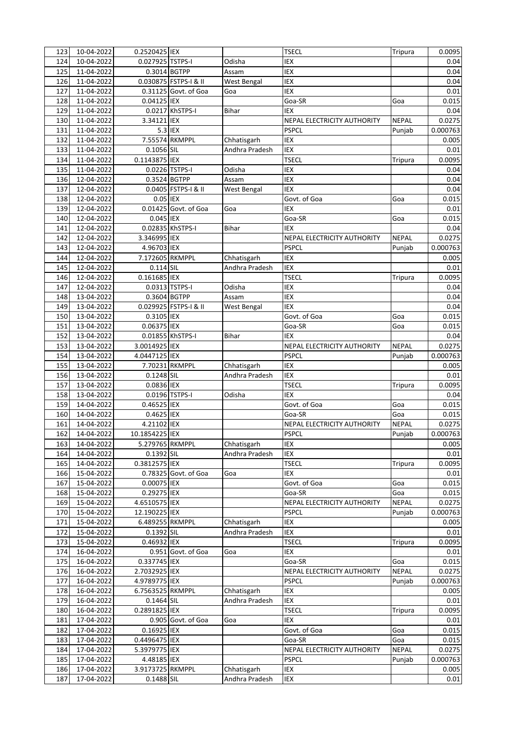| 123 | 10-04-2022 | 0.2520425 | IEX | | TSECL | Tripura | 0.0095 |
|---|---|---|---|---|---|---|---|
| 124 | 10-04-2022 | 0.027925 | TSTPS-I | Odisha | IEX | | 0.04 |
| 125 | 11-04-2022 | 0.3014 | BGTPP | Assam | IEX | | 0.04 |
| 126 | 11-04-2022 | 0.030875 | FSTPS-I & II | West Bengal | IEX | | 0.04 |
| 127 | 11-04-2022 | 0.31125 | Govt. of Goa | Goa | IEX | | 0.01 |
| 128 | 11-04-2022 | 0.04125 | IEX | | Goa-SR | Goa | 0.015 |
| 129 | 11-04-2022 | 0.0217 | KhSTPS-I | Bihar | IEX | | 0.04 |
| 130 | 11-04-2022 | 3.34121 | IEX | | NEPAL ELECTRICITY AUTHORITY | NEPAL | 0.0275 |
| 131 | 11-04-2022 | 5.3 | IEX | | PSPCL | Punjab | 0.000763 |
| 132 | 11-04-2022 | 7.55574 | RKMPPL | Chhatisgarh | IEX | | 0.005 |
| 133 | 11-04-2022 | 0.1056 | SIL | Andhra Pradesh | IEX | | 0.01 |
| 134 | 11-04-2022 | 0.1143875 | IEX | | TSECL | Tripura | 0.0095 |
| 135 | 11-04-2022 | 0.0226 | TSTPS-I | Odisha | IEX | | 0.04 |
| 136 | 12-04-2022 | 0.3524 | BGTPP | Assam | IEX | | 0.04 |
| 137 | 12-04-2022 | 0.0405 | FSTPS-I & II | West Bengal | IEX | | 0.04 |
| 138 | 12-04-2022 | 0.05 | IEX | | Govt. of Goa | Goa | 0.015 |
| 139 | 12-04-2022 | 0.01425 | Govt. of Goa | Goa | IEX | | 0.01 |
| 140 | 12-04-2022 | 0.045 | IEX | | Goa-SR | Goa | 0.015 |
| 141 | 12-04-2022 | 0.02835 | KhSTPS-I | Bihar | IEX | | 0.04 |
| 142 | 12-04-2022 | 3.346995 | IEX | | NEPAL ELECTRICITY AUTHORITY | NEPAL | 0.0275 |
| 143 | 12-04-2022 | 4.96703 | IEX | | PSPCL | Punjab | 0.000763 |
| 144 | 12-04-2022 | 7.172605 | RKMPPL | Chhatisgarh | IEX | | 0.005 |
| 145 | 12-04-2022 | 0.114 | SIL | Andhra Pradesh | IEX | | 0.01 |
| 146 | 12-04-2022 | 0.161685 | IEX | | TSECL | Tripura | 0.0095 |
| 147 | 12-04-2022 | 0.0313 | TSTPS-I | Odisha | IEX | | 0.04 |
| 148 | 13-04-2022 | 0.3604 | BGTPP | Assam | IEX | | 0.04 |
| 149 | 13-04-2022 | 0.029925 | FSTPS-I & II | West Bengal | IEX | | 0.04 |
| 150 | 13-04-2022 | 0.3105 | IEX | | Govt. of Goa | Goa | 0.015 |
| 151 | 13-04-2022 | 0.06375 | IEX | | Goa-SR | Goa | 0.015 |
| 152 | 13-04-2022 | 0.01855 | KhSTPS-I | Bihar | IEX | | 0.04 |
| 153 | 13-04-2022 | 3.0014925 | IEX | | NEPAL ELECTRICITY AUTHORITY | NEPAL | 0.0275 |
| 154 | 13-04-2022 | 4.0447125 | IEX | | PSPCL | Punjab | 0.000763 |
| 155 | 13-04-2022 | 7.70231 | RKMPPL | Chhatisgarh | IEX | | 0.005 |
| 156 | 13-04-2022 | 0.1248 | SIL | Andhra Pradesh | IEX | | 0.01 |
| 157 | 13-04-2022 | 0.0836 | IEX | | TSECL | Tripura | 0.0095 |
| 158 | 13-04-2022 | 0.0196 | TSTPS-I | Odisha | IEX | | 0.04 |
| 159 | 14-04-2022 | 0.46525 | IEX | | Govt. of Goa | Goa | 0.015 |
| 160 | 14-04-2022 | 0.4625 | IEX | | Goa-SR | Goa | 0.015 |
| 161 | 14-04-2022 | 4.21102 | IEX | | NEPAL ELECTRICITY AUTHORITY | NEPAL | 0.0275 |
| 162 | 14-04-2022 | 10.1854225 | IEX | | PSPCL | Punjab | 0.000763 |
| 163 | 14-04-2022 | 5.279765 | RKMPPL | Chhatisgarh | IEX | | 0.005 |
| 164 | 14-04-2022 | 0.1392 | SIL | Andhra Pradesh | IEX | | 0.01 |
| 165 | 14-04-2022 | 0.3812575 | IEX | | TSECL | Tripura | 0.0095 |
| 166 | 15-04-2022 | 0.78325 | Govt. of Goa | Goa | IEX | | 0.01 |
| 167 | 15-04-2022 | 0.00075 | IEX | | Govt. of Goa | Goa | 0.015 |
| 168 | 15-04-2022 | 0.29275 | IEX | | Goa-SR | Goa | 0.015 |
| 169 | 15-04-2022 | 4.6510575 | IEX | | NEPAL ELECTRICITY AUTHORITY | NEPAL | 0.0275 |
| 170 | 15-04-2022 | 12.190225 | IEX | | PSPCL | Punjab | 0.000763 |
| 171 | 15-04-2022 | 6.489255 | RKMPPL | Chhatisgarh | IEX | | 0.005 |
| 172 | 15-04-2022 | 0.1392 | SIL | Andhra Pradesh | IEX | | 0.01 |
| 173 | 15-04-2022 | 0.46932 | IEX | | TSECL | Tripura | 0.0095 |
| 174 | 16-04-2022 | 0.951 | Govt. of Goa | Goa | IEX | | 0.01 |
| 175 | 16-04-2022 | 0.337745 | IEX | | Goa-SR | Goa | 0.015 |
| 176 | 16-04-2022 | 2.7032925 | IEX | | NEPAL ELECTRICITY AUTHORITY | NEPAL | 0.0275 |
| 177 | 16-04-2022 | 4.9789775 | IEX | | PSPCL | Punjab | 0.000763 |
| 178 | 16-04-2022 | 6.7563525 | RKMPPL | Chhatisgarh | IEX | | 0.005 |
| 179 | 16-04-2022 | 0.1464 | SIL | Andhra Pradesh | IEX | | 0.01 |
| 180 | 16-04-2022 | 0.2891825 | IEX | | TSECL | Tripura | 0.0095 |
| 181 | 17-04-2022 | 0.905 | Govt. of Goa | Goa | IEX | | 0.01 |
| 182 | 17-04-2022 | 0.16925 | IEX | | Govt. of Goa | Goa | 0.015 |
| 183 | 17-04-2022 | 0.4496475 | IEX | | Goa-SR | Goa | 0.015 |
| 184 | 17-04-2022 | 5.3979775 | IEX | | NEPAL ELECTRICITY AUTHORITY | NEPAL | 0.0275 |
| 185 | 17-04-2022 | 4.48185 | IEX | | PSPCL | Punjab | 0.000763 |
| 186 | 17-04-2022 | 3.9173725 | RKMPPL | Chhatisgarh | IEX | | 0.005 |
| 187 | 17-04-2022 | 0.1488 | SIL | Andhra Pradesh | IEX | | 0.01 |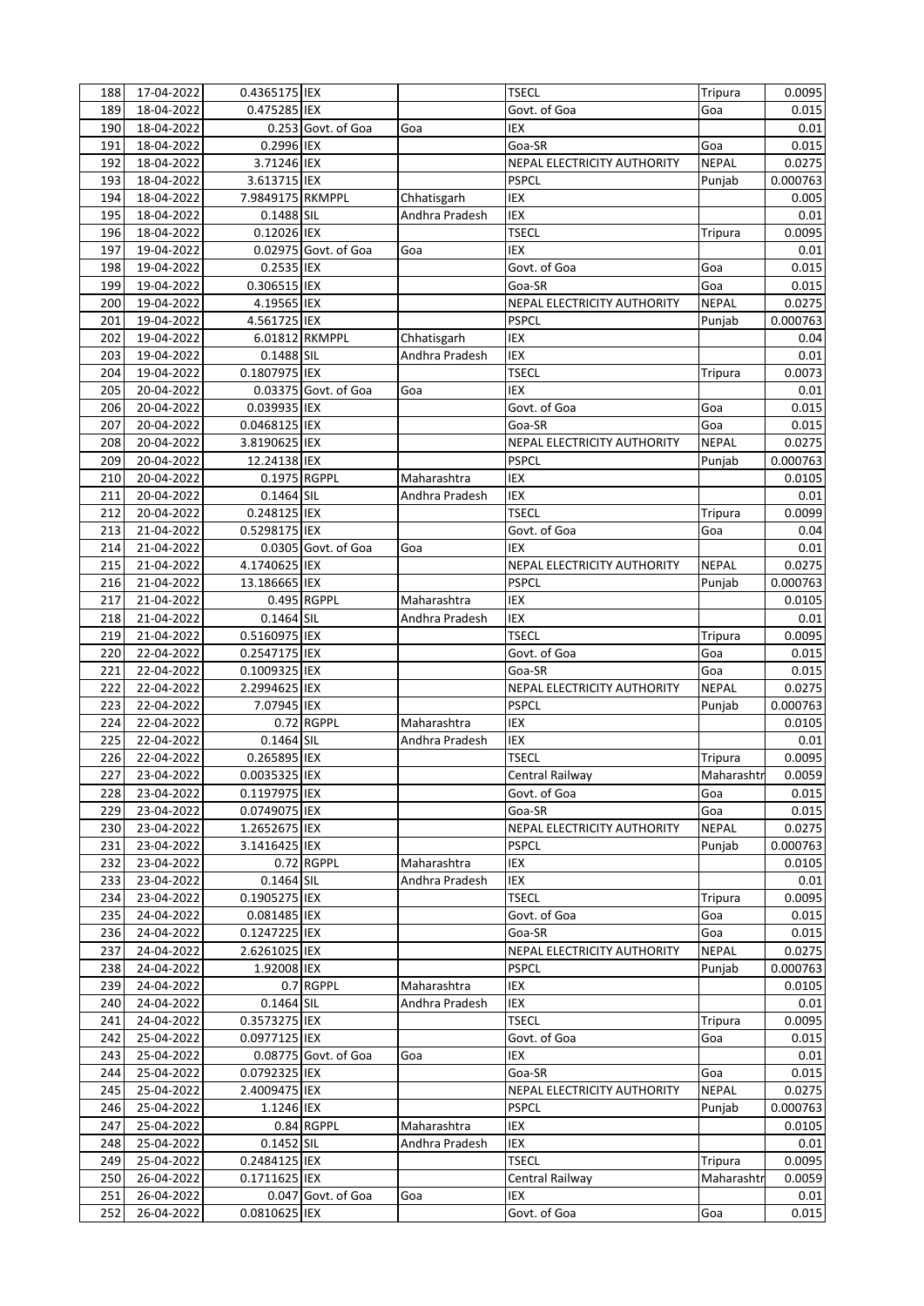| 188 | 17-04-2022 | 0.4365175 | IEX | | TSECL | Tripura | 0.0095 |
|---|---|---|---|---|---|---|---|
| 189 | 18-04-2022 | 0.475285 | IEX | | Govt. of Goa | Goa | 0.015 |
| 190 | 18-04-2022 | 0.253 | Govt. of Goa | Goa | IEX | | 0.01 |
| 191 | 18-04-2022 | 0.2996 | IEX | | Goa-SR | Goa | 0.015 |
| 192 | 18-04-2022 | 3.71246 | IEX | | NEPAL ELECTRICITY AUTHORITY | NEPAL | 0.0275 |
| 193 | 18-04-2022 | 3.613715 | IEX | | PSPCL | Punjab | 0.000763 |
| 194 | 18-04-2022 | 7.9849175 | RKMPPL | Chhatisgarh | IEX | | 0.005 |
| 195 | 18-04-2022 | 0.1488 | SIL | Andhra Pradesh | IEX | | 0.01 |
| 196 | 18-04-2022 | 0.12026 | IEX | | TSECL | Tripura | 0.0095 |
| 197 | 19-04-2022 | 0.02975 | Govt. of Goa | Goa | IEX | | 0.01 |
| 198 | 19-04-2022 | 0.2535 | IEX | | Govt. of Goa | Goa | 0.015 |
| 199 | 19-04-2022 | 0.306515 | IEX | | Goa-SR | Goa | 0.015 |
| 200 | 19-04-2022 | 4.19565 | IEX | | NEPAL ELECTRICITY AUTHORITY | NEPAL | 0.0275 |
| 201 | 19-04-2022 | 4.561725 | IEX | | PSPCL | Punjab | 0.000763 |
| 202 | 19-04-2022 | 6.01812 | RKMPPL | Chhatisgarh | IEX | | 0.04 |
| 203 | 19-04-2022 | 0.1488 | SIL | Andhra Pradesh | IEX | | 0.01 |
| 204 | 19-04-2022 | 0.1807975 | IEX | | TSECL | Tripura | 0.0073 |
| 205 | 20-04-2022 | 0.03375 | Govt. of Goa | Goa | IEX | | 0.01 |
| 206 | 20-04-2022 | 0.039935 | IEX | | Govt. of Goa | Goa | 0.015 |
| 207 | 20-04-2022 | 0.0468125 | IEX | | Goa-SR | Goa | 0.015 |
| 208 | 20-04-2022 | 3.8190625 | IEX | | NEPAL ELECTRICITY AUTHORITY | NEPAL | 0.0275 |
| 209 | 20-04-2022 | 12.24138 | IEX | | PSPCL | Punjab | 0.000763 |
| 210 | 20-04-2022 | 0.1975 | RGPPL | Maharashtra | IEX | | 0.0105 |
| 211 | 20-04-2022 | 0.1464 | SIL | Andhra Pradesh | IEX | | 0.01 |
| 212 | 20-04-2022 | 0.248125 | IEX | | TSECL | Tripura | 0.0099 |
| 213 | 21-04-2022 | 0.5298175 | IEX | | Govt. of Goa | Goa | 0.04 |
| 214 | 21-04-2022 | 0.0305 | Govt. of Goa | Goa | IEX | | 0.01 |
| 215 | 21-04-2022 | 4.1740625 | IEX | | NEPAL ELECTRICITY AUTHORITY | NEPAL | 0.0275 |
| 216 | 21-04-2022 | 13.186665 | IEX | | PSPCL | Punjab | 0.000763 |
| 217 | 21-04-2022 | 0.495 | RGPPL | Maharashtra | IEX | | 0.0105 |
| 218 | 21-04-2022 | 0.1464 | SIL | Andhra Pradesh | IEX | | 0.01 |
| 219 | 21-04-2022 | 0.5160975 | IEX | | TSECL | Tripura | 0.0095 |
| 220 | 22-04-2022 | 0.2547175 | IEX | | Govt. of Goa | Goa | 0.015 |
| 221 | 22-04-2022 | 0.1009325 | IEX | | Goa-SR | Goa | 0.015 |
| 222 | 22-04-2022 | 2.2994625 | IEX | | NEPAL ELECTRICITY AUTHORITY | NEPAL | 0.0275 |
| 223 | 22-04-2022 | 7.07945 | IEX | | PSPCL | Punjab | 0.000763 |
| 224 | 22-04-2022 | 0.72 | RGPPL | Maharashtra | IEX | | 0.0105 |
| 225 | 22-04-2022 | 0.1464 | SIL | Andhra Pradesh | IEX | | 0.01 |
| 226 | 22-04-2022 | 0.265895 | IEX | | TSECL | Tripura | 0.0095 |
| 227 | 23-04-2022 | 0.0035325 | IEX | | Central Railway | Maharashtr | 0.0059 |
| 228 | 23-04-2022 | 0.1197975 | IEX | | Govt. of Goa | Goa | 0.015 |
| 229 | 23-04-2022 | 0.0749075 | IEX | | Goa-SR | Goa | 0.015 |
| 230 | 23-04-2022 | 1.2652675 | IEX | | NEPAL ELECTRICITY AUTHORITY | NEPAL | 0.0275 |
| 231 | 23-04-2022 | 3.1416425 | IEX | | PSPCL | Punjab | 0.000763 |
| 232 | 23-04-2022 | 0.72 | RGPPL | Maharashtra | IEX | | 0.0105 |
| 233 | 23-04-2022 | 0.1464 | SIL | Andhra Pradesh | IEX | | 0.01 |
| 234 | 23-04-2022 | 0.1905275 | IEX | | TSECL | Tripura | 0.0095 |
| 235 | 24-04-2022 | 0.081485 | IEX | | Govt. of Goa | Goa | 0.015 |
| 236 | 24-04-2022 | 0.1247225 | IEX | | Goa-SR | Goa | 0.015 |
| 237 | 24-04-2022 | 2.6261025 | IEX | | NEPAL ELECTRICITY AUTHORITY | NEPAL | 0.0275 |
| 238 | 24-04-2022 | 1.92008 | IEX | | PSPCL | Punjab | 0.000763 |
| 239 | 24-04-2022 | 0.7 | RGPPL | Maharashtra | IEX | | 0.0105 |
| 240 | 24-04-2022 | 0.1464 | SIL | Andhra Pradesh | IEX | | 0.01 |
| 241 | 24-04-2022 | 0.3573275 | IEX | | TSECL | Tripura | 0.0095 |
| 242 | 25-04-2022 | 0.0977125 | IEX | | Govt. of Goa | Goa | 0.015 |
| 243 | 25-04-2022 | 0.08775 | Govt. of Goa | Goa | IEX | | 0.01 |
| 244 | 25-04-2022 | 0.0792325 | IEX | | Goa-SR | Goa | 0.015 |
| 245 | 25-04-2022 | 2.4009475 | IEX | | NEPAL ELECTRICITY AUTHORITY | NEPAL | 0.0275 |
| 246 | 25-04-2022 | 1.1246 | IEX | | PSPCL | Punjab | 0.000763 |
| 247 | 25-04-2022 | 0.84 | RGPPL | Maharashtra | IEX | | 0.0105 |
| 248 | 25-04-2022 | 0.1452 | SIL | Andhra Pradesh | IEX | | 0.01 |
| 249 | 25-04-2022 | 0.2484125 | IEX | | TSECL | Tripura | 0.0095 |
| 250 | 26-04-2022 | 0.1711625 | IEX | | Central Railway | Maharashtr | 0.0059 |
| 251 | 26-04-2022 | 0.047 | Govt. of Goa | Goa | IEX | | 0.01 |
| 252 | 26-04-2022 | 0.0810625 | IEX | | Govt. of Goa | Goa | 0.015 |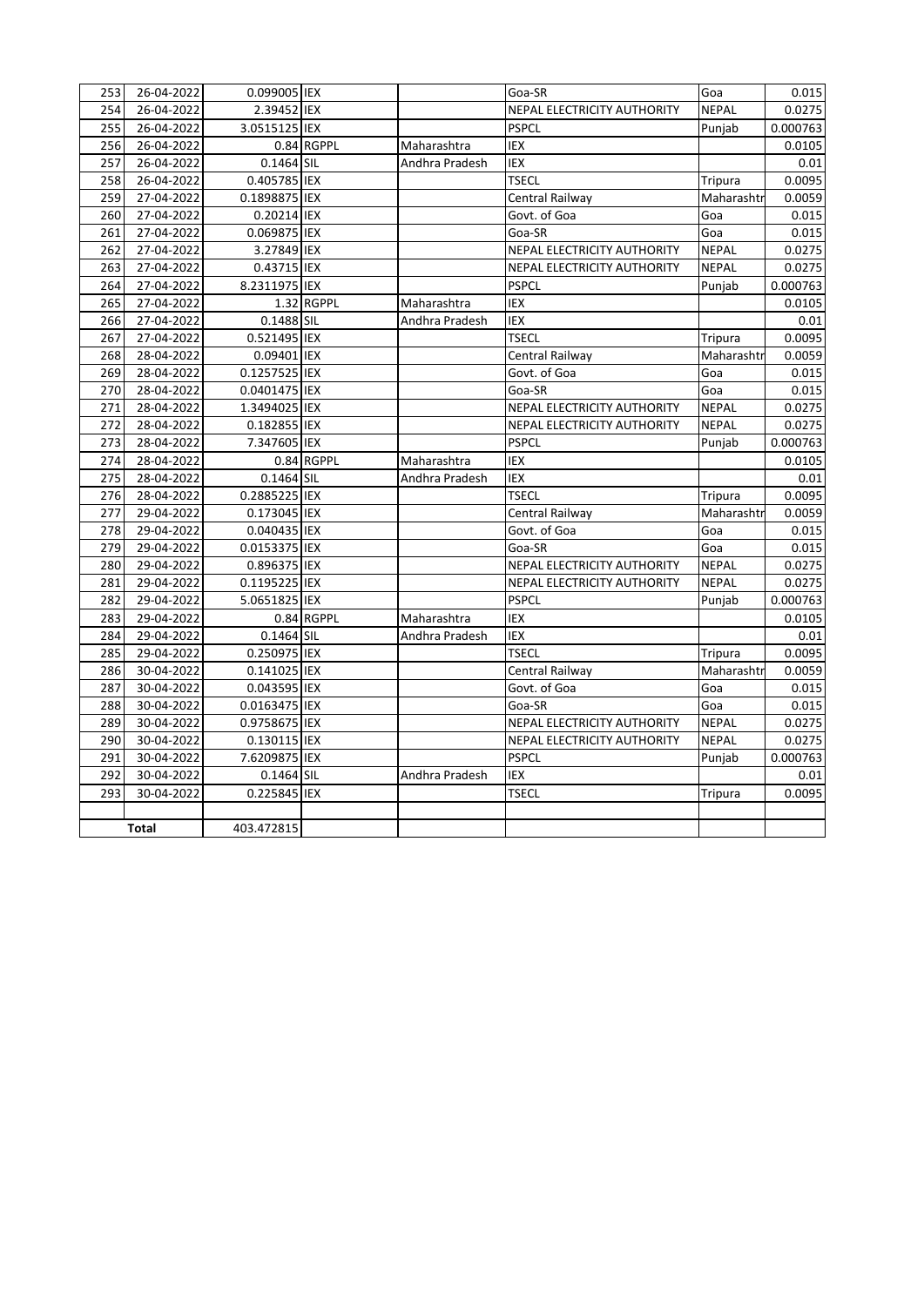| 253 | 26-04-2022 | 0.099005 | IEX | | Goa-SR | Goa | 0.015 |
|---|---|---|---|---|---|---|---|
| 254 | 26-04-2022 | 2.39452 | IEX | | NEPAL ELECTRICITY AUTHORITY | NEPAL | 0.0275 |
| 255 | 26-04-2022 | 3.0515125 | IEX | | PSPCL | Punjab | 0.000763 |
| 256 | 26-04-2022 | 0.84 | RGPPL | Maharashtra | IEX | | 0.0105 |
| 257 | 26-04-2022 | 0.1464 | SIL | Andhra Pradesh | IEX | | 0.01 |
| 258 | 26-04-2022 | 0.405785 | IEX | | TSECL | Tripura | 0.0095 |
| 259 | 27-04-2022 | 0.1898875 | IEX | | Central Railway | Maharashtr | 0.0059 |
| 260 | 27-04-2022 | 0.20214 | IEX | | Govt. of Goa | Goa | 0.015 |
| 261 | 27-04-2022 | 0.069875 | IEX | | Goa-SR | Goa | 0.015 |
| 262 | 27-04-2022 | 3.27849 | IEX | | NEPAL ELECTRICITY AUTHORITY | NEPAL | 0.0275 |
| 263 | 27-04-2022 | 0.43715 | IEX | | NEPAL ELECTRICITY AUTHORITY | NEPAL | 0.0275 |
| 264 | 27-04-2022 | 8.2311975 | IEX | | PSPCL | Punjab | 0.000763 |
| 265 | 27-04-2022 | 1.32 | RGPPL | Maharashtra | IEX | | 0.0105 |
| 266 | 27-04-2022 | 0.1488 | SIL | Andhra Pradesh | IEX | | 0.01 |
| 267 | 27-04-2022 | 0.521495 | IEX | | TSECL | Tripura | 0.0095 |
| 268 | 28-04-2022 | 0.09401 | IEX | | Central Railway | Maharashtr | 0.0059 |
| 269 | 28-04-2022 | 0.1257525 | IEX | | Govt. of Goa | Goa | 0.015 |
| 270 | 28-04-2022 | 0.0401475 | IEX | | Goa-SR | Goa | 0.015 |
| 271 | 28-04-2022 | 1.3494025 | IEX | | NEPAL ELECTRICITY AUTHORITY | NEPAL | 0.0275 |
| 272 | 28-04-2022 | 0.182855 | IEX | | NEPAL ELECTRICITY AUTHORITY | NEPAL | 0.0275 |
| 273 | 28-04-2022 | 7.347605 | IEX | | PSPCL | Punjab | 0.000763 |
| 274 | 28-04-2022 | 0.84 | RGPPL | Maharashtra | IEX | | 0.0105 |
| 275 | 28-04-2022 | 0.1464 | SIL | Andhra Pradesh | IEX | | 0.01 |
| 276 | 28-04-2022 | 0.2885225 | IEX | | TSECL | Tripura | 0.0095 |
| 277 | 29-04-2022 | 0.173045 | IEX | | Central Railway | Maharashtr | 0.0059 |
| 278 | 29-04-2022 | 0.040435 | IEX | | Govt. of Goa | Goa | 0.015 |
| 279 | 29-04-2022 | 0.0153375 | IEX | | Goa-SR | Goa | 0.015 |
| 280 | 29-04-2022 | 0.896375 | IEX | | NEPAL ELECTRICITY AUTHORITY | NEPAL | 0.0275 |
| 281 | 29-04-2022 | 0.1195225 | IEX | | NEPAL ELECTRICITY AUTHORITY | NEPAL | 0.0275 |
| 282 | 29-04-2022 | 5.0651825 | IEX | | PSPCL | Punjab | 0.000763 |
| 283 | 29-04-2022 | 0.84 | RGPPL | Maharashtra | IEX | | 0.0105 |
| 284 | 29-04-2022 | 0.1464 | SIL | Andhra Pradesh | IEX | | 0.01 |
| 285 | 29-04-2022 | 0.250975 | IEX | | TSECL | Tripura | 0.0095 |
| 286 | 30-04-2022 | 0.141025 | IEX | | Central Railway | Maharashtr | 0.0059 |
| 287 | 30-04-2022 | 0.043595 | IEX | | Govt. of Goa | Goa | 0.015 |
| 288 | 30-04-2022 | 0.0163475 | IEX | | Goa-SR | Goa | 0.015 |
| 289 | 30-04-2022 | 0.9758675 | IEX | | NEPAL ELECTRICITY AUTHORITY | NEPAL | 0.0275 |
| 290 | 30-04-2022 | 0.130115 | IEX | | NEPAL ELECTRICITY AUTHORITY | NEPAL | 0.0275 |
| 291 | 30-04-2022 | 7.6209875 | IEX | | PSPCL | Punjab | 0.000763 |
| 292 | 30-04-2022 | 0.1464 | SIL | Andhra Pradesh | IEX | | 0.01 |
| 293 | 30-04-2022 | 0.225845 | IEX | | TSECL | Tripura | 0.0095 |
| | | | | | | | |
| | **Total** | 403.472815 | | | | | |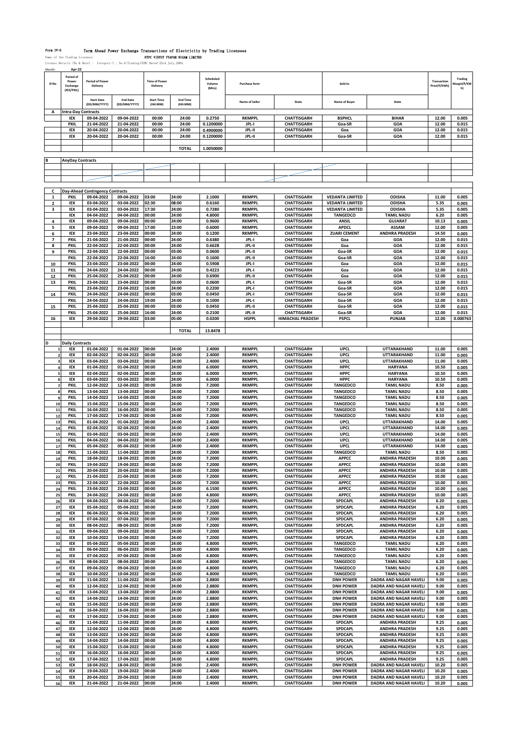Form IV-G Term Ahead Power Exchange Transactions of Electricity by Trading Licensees

Name of the Trading Licensee: NTPC VIDYUT VYAPAR NIGAM LIMITED

Licence Details (No & Date) : Category-I ; No.6/Trading/CERC Dated 23rd July,2004.

Month: Apr-22

| Sl No | Period of Power Exchange (IEX/PXIL) | Period of Power Delivery | | Time of Power Delivery | | Scheduled Volume (MUs) | Purchase form | | Sold to | | Transaction Price(₹/KWh) | Trading Margin(₹/KWh) |
|---|---|---|---|---|---|---|---|---|---|---|---|---|
| | | Start Date (DD/MM/YYYY) | End Date (DD/MM/YYYY) | Start Time (HH:MM) | End Time (HH:MM) | | Name of Seller | State | Name of Buyer | State | | |
| A | Intra-Day Contracts | | | | | | | | | | | |
| | IEX | 09-04-2022 | 09-04-2022 | 00:00 | 24:00 | 0.2750 | RKMPPL | CHATTISGARH | BSPHCL | BIHAR | 12.00 | 0.005 |
| | PXIL | 21-04-2022 | 21-04-2022 | 00:00 | 24:00 | 0.1200000 | JPL-I | CHATTISGARH | Goa-SR | GOA | 12.00 | 0.015 |
| | IEX | 20-04-2022 | 20-04-2022 | 00:00 | 24:00 | 0.4900000 | JPL-II | CHATTISGARH | Goa | GOA | 12.00 | 0.015 |
| | IEX | 20-04-2022 | 20-04-2022 | 00:00 | 24:00 | 0.1200000 | JPL-II | CHATTISGARH | Goa-SR | GOA | 12.00 | 0.015 |
| | | | | | TOTAL | 1.0050000 | | | | | | |
| B | AnyDay Contracts | | | | | | | | | | | |
| C | Day-Ahead Contingency Contracts | | | | | | | | | | | |
| 1 | PXIL | 09-04-2022 | 09-04-2022 | 03:00 | 24:00 | 2.1000 | RKMPPL | CHATTISGARH | VEDANTA LIMITED | ODISHA | 11.00 | 0.005 |
| 2 | IEX | 03-04-2022 | 03-04-2022 | 02:30 | 08:00 | 0.6160 | RKMPPL | CHATTISGARH | VEDANTA LIMITED | ODISHA | 5.35 | 0.005 |
| 3 | IEX | 03-04-2022 | 03-04-2022 | 17:30 | 24:00 | 0.7280 | RKMPPL | CHATTISGARH | VEDANTA LIMITED | ODISHA | 5.35 | 0.005 |
| | IEX | 04-04-2022 | 04-04-2022 | 00:00 | 24:00 | 4.8000 | RKMPPL | CHATTISGARH | TANGEDCO | TAMIL NADU | 6.20 | 0.005 |
| 4 | IEX | 09-04-2022 | 09-04-2022 | 00:00 | 24:00 | 0.9600 | RKMPPL | CHATTISGARH | ANSIL | GUJARAT | 10.13 | 0.005 |
| 5 | IEX | 09-04-2022 | 09-04-2022 | 17:00 | 23:00 | 0.6000 | RKMPPL | CHATTISGARH | APDCL | ASSAM | 12.00 | 0.005 |
| 6 | IEX | 23-04-2022 | 23-04-2022 | 00:00 | 24:00 | 0.1200 | RKMPPL | CHATTISGARH | ZUARI CEMENT | ANDHRA PRADESH | 14.50 | 0.005 |
| 7 | PXIL | 21-04-2022 | 21-04-2022 | 00:00 | 24:00 | 0.6380 | JPL-I | CHATTISGARH | Goa | GOA | 12.00 | 0.015 |
| 8 | PXIL | 22-04-2022 | 22-04-2022 | 00:00 | 24:00 | 0.6628 | JPL-II | CHATTISGARH | Goa | GOA | 12.00 | 0.015 |
| 9 | PXIL | 22-04-2022 | 22-04-2022 | 00:00 | 03:00 | 0.0600 | JPL-II | CHATTISGARH | Goa-SR | GOA | 12.00 | 0.015 |
| | PXIL | 22-04-2022 | 22-04-2022 | 16:00 | 24:00 | 0.1600 | JPL-II | CHATTISGARH | Goa-SR | GOA | 12.00 | 0.015 |
| 10 | PXIL | 23-04-2022 | 23-04-2022 | 00:00 | 24:00 | 0.5908 | JPL-I | CHATTISGARH | Goa | GOA | 12.00 | 0.015 |
| 11 | PXIL | 24-04-2022 | 24-04-2022 | 00:00 | 24:00 | 0.4223 | JPL-I | CHATTISGARH | Goa | GOA | 12.00 | 0.015 |
| 12 | PXIL | 25-04-2022 | 25-04-2022 | 00:00 | 24:00 | 0.6900 | JPL-II | CHATTISGARH | Goa | GOA | 12.00 | 0.015 |
| 13 | PXIL | 23-04-2022 | 23-04-2022 | 00:00 | 03:00 | 0.0600 | JPL-I | CHATTISGARH | Goa-SR | GOA | 12.00 | 0.015 |
| | PXIL | 23-04-2022 | 23-04-2022 | 16:00 | 24:00 | 0.2200 | JPL-I | CHATTISGARH | Goa-SR | GOA | 12.00 | 0.015 |
| 14 | PXIL | 24-04-2022 | 24-04-2022 | 00:00 | 03:00 | 0.0450 | JPL-I | CHATTISGARH | Goa-SR | GOA | 12.00 | 0.015 |
| | PXIL | 24-04-2022 | 24-04-2022 | 19:00 | 24:00 | 0.1000 | JPL-I | CHATTISGARH | Goa-SR | GOA | 12.00 | 0.015 |
| 15 | PXIL | 25-04-2022 | 25-04-2022 | 00:00 | 03:00 | 0.0450 | JPL-II | CHATTISGARH | Goa-SR | GOA | 12.00 | 0.015 |
| | PXIL | 25-04-2022 | 25-04-2022 | 16:00 | 24:00 | 0.2100 | JPL-II | CHATTISGARH | Goa-SR | GOA | 12.00 | 0.015 |
| 16 | IEX | 29-04-2022 | 29-04-2022 | 03:00 | 05:00 | 0.0200 | HSPPL | HIMACHAL PRADESH | PSPCL | PUNJAB | 12.00 | 0.000763 |
| | | | | | TOTAL | 13.8478 | | | | | | |
| D | Daily Contracts | | | | | | | | | | | |
| 1 | IEX | 01-04-2022 | 01-04-2022 | 00:00 | 24:00 | 2.4000 | RKMPPL | CHATTISGARH | UPCL | UTTARAKHAND | 11.00 | 0.005 |
| 2 | IEX | 02-04-2022 | 02-04-2022 | 00:00 | 24:00 | 2.4000 | RKMPPL | CHATTISGARH | UPCL | UTTARAKHAND | 11.00 | 0.005 |
| 3 | IEX | 03-04-2022 | 03-04-2022 | 00:00 | 24:00 | 2.4000 | RKMPPL | CHATTISGARH | UPCL | UTTARAKHAND | 11.00 | 0.005 |
| 4 | IEX | 01-04-2022 | 01-04-2022 | 00:00 | 24:00 | 6.0000 | RKMPPL | CHATTISGARH | HPPC | HARYANA | 10.50 | 0.005 |
| 5 | IEX | 02-04-2022 | 02-04-2022 | 00:00 | 24:00 | 6.0000 | RKMPPL | CHATTISGARH | HPPC | HARYANA | 10.50 | 0.005 |
| 6 | IEX | 03-04-2022 | 03-04-2022 | 00:00 | 24:00 | 6.0000 | RKMPPL | CHATTISGARH | HPPC | HARYANA | 10.50 | 0.005 |
| 7 | PXIL | 12-04-2022 | 12-04-2022 | 00:00 | 24:00 | 7.2000 | RKMPPL | CHATTISGARH | TANGEDCO | TAMIL NADU | 8.50 | 0.005 |
| 8 | PXIL | 13-04-2022 | 13-04-2022 | 00:00 | 24:00 | 7.2000 | RKMPPL | CHATTISGARH | TANGEDCO | TAMIL NADU | 8.50 | 0.005 |
| 9 | PXIL | 14-04-2022 | 14-04-2022 | 00:00 | 24:00 | 7.2000 | RKMPPL | CHATTISGARH | TANGEDCO | TAMIL NADU | 8.50 | 0.005 |
| 10 | PXIL | 15-04-2022 | 15-04-2022 | 00:00 | 24:00 | 7.2000 | RKMPPL | CHATTISGARH | TANGEDCO | TAMIL NADU | 8.50 | 0.005 |
| 11 | PXIL | 16-04-2022 | 16-04-2022 | 00:00 | 24:00 | 7.2000 | RKMPPL | CHATTISGARH | TANGEDCO | TAMIL NADU | 8.50 | 0.005 |
| 12 | PXIL | 17-04-2022 | 17-04-2022 | 00:00 | 24:00 | 7.2000 | RKMPPL | CHATTISGARH | TANGEDCO | TAMIL NADU | 8.50 | 0.005 |
| 13 | PXIL | 01-04-2022 | 01-04-2022 | 00:00 | 24:00 | 2.4000 | RKMPPL | CHATTISGARH | UPCL | UTTARAKHAND | 14.00 | 0.005 |
| 14 | PXIL | 02-04-2022 | 02-04-2022 | 00:00 | 24:00 | 2.4000 | RKMPPL | CHATTISGARH | UPCL | UTTARAKHAND | 14.00 | 0.005 |
| 15 | PXIL | 03-04-2022 | 03-04-2022 | 00:00 | 24:00 | 2.4000 | RKMPPL | CHATTISGARH | UPCL | UTTARAKHAND | 14.00 | 0.005 |
| 16 | PXIL | 04-04-2022 | 04-04-2022 | 00:00 | 24:00 | 2.4000 | RKMPPL | CHATTISGARH | UPCL | UTTARAKHAND | 14.00 | 0.005 |
| 17 | PXIL | 05-04-2022 | 05-04-2022 | 00:00 | 24:00 | 2.4000 | RKMPPL | CHATTISGARH | UPCL | UTTARAKHAND | 14.00 | 0.005 |
| 18 | PXIL | 11-04-2022 | 11-04-2022 | 00:00 | 24:00 | 7.2000 | RKMPPL | CHATTISGARH | TANGEDCO | TAMIL NADU | 8.50 | 0.005 |
| 19 | PXIL | 18-04-2022 | 18-04-2022 | 00:00 | 24:00 | 7.2000 | RKMPPL | CHATTISGARH | APPCC | ANDHRA PRADESH | 10.00 | 0.005 |
| 20 | PXIL | 19-04-2022 | 19-04-2022 | 00:00 | 24:00 | 7.2000 | RKMPPL | CHATTISGARH | APPCC | ANDHRA PRADESH | 10.00 | 0.005 |
| 21 | PXIL | 20-04-2022 | 20-04-2022 | 00:00 | 24:00 | 7.2000 | RKMPPL | CHATTISGARH | APPCC | ANDHRA PRADESH | 10.00 | 0.005 |
| 22 | PXIL | 21-04-2022 | 21-04-2022 | 00:00 | 24:00 | 7.2000 | RKMPPL | CHATTISGARH | APPCC | ANDHRA PRADESH | 10.00 | 0.005 |
| 23 | PXIL | 22-04-2022 | 22-04-2022 | 00:00 | 24:00 | 7.2000 | RKMPPL | CHATTISGARH | APPCC | ANDHRA PRADESH | 10.00 | 0.005 |
| 24 | PXIL | 23-04-2022 | 23-04-2022 | 00:00 | 24:00 | 6.1500 | RKMPPL | CHATTISGARH | APPCC | ANDHRA PRADESH | 10.00 | 0.005 |
| 25 | PXIL | 24-04-2022 | 24-04-2022 | 00:00 | 24:00 | 4.8000 | RKMPPL | CHATTISGARH | APPCC | ANDHRA PRADESH | 10.00 | 0.005 |
| 26 | IEX | 04-04-2022 | 04-04-2022 | 00:00 | 24:00 | 7.2000 | RKMPPL | CHATTISGARH | SPDCAPL | ANDHRA PRADESH | 6.20 | 0.005 |
| 27 | IEX | 05-04-2022 | 05-04-2022 | 00:00 | 24:00 | 7.2000 | RKMPPL | CHATTISGARH | SPDCAPL | ANDHRA PRADESH | 6.20 | 0.005 |
| 28 | IEX | 06-04-2022 | 06-04-2022 | 00:00 | 24:00 | 7.2000 | RKMPPL | CHATTISGARH | SPDCAPL | ANDHRA PRADESH | 6.20 | 0.005 |
| 29 | IEX | 07-04-2022 | 07-04-2022 | 00:00 | 24:00 | 7.2000 | RKMPPL | CHATTISGARH | SPDCAPL | ANDHRA PRADESH | 6.20 | 0.005 |
| 30 | IEX | 08-04-2022 | 08-04-2022 | 00:00 | 24:00 | 7.2000 | RKMPPL | CHATTISGARH | SPDCAPL | ANDHRA PRADESH | 6.20 | 0.005 |
| 31 | IEX | 09-04-2022 | 09-04-2022 | 00:00 | 24:00 | 7.2000 | RKMPPL | CHATTISGARH | SPDCAPL | ANDHRA PRADESH | 6.20 | 0.005 |
| 32 | IEX | 10-04-2022 | 10-04-2022 | 00:00 | 24:00 | 7.2000 | RKMPPL | CHATTISGARH | SPDCAPL | ANDHRA PRADESH | 6.20 | 0.005 |
| 33 | IEX | 05-04-2022 | 05-04-2022 | 00:00 | 24:00 | 4.8000 | RKMPPL | CHATTISGARH | TANGEDCO | TAMIL NADU | 6.20 | 0.005 |
| 34 | IEX | 06-04-2022 | 06-04-2022 | 00:00 | 24:00 | 4.8000 | RKMPPL | CHATTISGARH | TANGEDCO | TAMIL NADU | 6.20 | 0.005 |
| 35 | IEX | 07-04-2022 | 07-04-2022 | 00:00 | 24:00 | 4.8000 | RKMPPL | CHATTISGARH | TANGEDCO | TAMIL NADU | 6.20 | 0.005 |
| 36 | IEX | 08-04-2022 | 08-04-2022 | 00:00 | 24:00 | 4.8000 | RKMPPL | CHATTISGARH | TANGEDCO | TAMIL NADU | 6.20 | 0.005 |
| 37 | IEX | 09-04-2022 | 09-04-2022 | 00:00 | 24:00 | 4.8000 | RKMPPL | CHATTISGARH | TANGEDCO | TAMIL NADU | 6.20 | 0.005 |
| 38 | IEX | 10-04-2022 | 10-04-2022 | 00:00 | 24:00 | 4.8000 | RKMPPL | CHATTISGARH | TANGEDCO | TAMIL NADU | 6.20 | 0.005 |
| 39 | IEX | 11-04-2022 | 11-04-2022 | 00:00 | 24:00 | 2.8800 | RKMPPL | CHATTISGARH | DNH POWER | DADRA AND NAGAR HAVELI | 9.00 | 0.005 |
| 40 | IEX | 12-04-2022 | 12-04-2022 | 00:00 | 24:00 | 2.8800 | RKMPPL | CHATTISGARH | DNH POWER | DADRA AND NAGAR HAVELI | 9.00 | 0.005 |
| 41 | IEX | 13-04-2022 | 13-04-2022 | 00:00 | 24:00 | 2.8800 | RKMPPL | CHATTISGARH | DNH POWER | DADRA AND NAGAR HAVELI | 9.00 | 0.005 |
| 42 | IEX | 14-04-2022 | 14-04-2022 | 00:00 | 24:00 | 2.8800 | RKMPPL | CHATTISGARH | DNH POWER | DADRA AND NAGAR HAVELI | 9.00 | 0.005 |
| 43 | IEX | 15-04-2022 | 15-04-2022 | 00:00 | 24:00 | 2.8800 | RKMPPL | CHATTISGARH | DNH POWER | DADRA AND NAGAR HAVELI | 9.00 | 0.005 |
| 44 | IEX | 16-04-2022 | 16-04-2022 | 00:00 | 24:00 | 2.8800 | RKMPPL | CHATTISGARH | DNH POWER | DADRA AND NAGAR HAVELI | 9.00 | 0.005 |
| 45 | IEX | 17-04-2022 | 17-04-2022 | 00:00 | 24:00 | 2.8800 | RKMPPL | CHATTISGARH | DNH POWER | DADRA AND NAGAR HAVELI | 9.00 | 0.005 |
| 46 | IEX | 11-04-2022 | 11-04-2022 | 00:00 | 24:00 | 4.8000 | RKMPPL | CHATTISGARH | SPDCAPL | ANDHRA PRADESH | 9.25 | 0.005 |
| 47 | IEX | 12-04-2022 | 12-04-2022 | 00:00 | 24:00 | 4.8000 | RKMPPL | CHATTISGARH | SPDCAPL | ANDHRA PRADESH | 9.25 | 0.005 |
| 48 | IEX | 13-04-2022 | 13-04-2022 | 00:00 | 24:00 | 4.8000 | RKMPPL | CHATTISGARH | SPDCAPL | ANDHRA PRADESH | 9.25 | 0.005 |
| 49 | IEX | 14-04-2022 | 14-04-2022 | 00:00 | 24:00 | 4.8000 | RKMPPL | CHATTISGARH | SPDCAPL | ANDHRA PRADESH | 9.25 | 0.005 |
| 50 | IEX | 15-04-2022 | 15-04-2022 | 00:00 | 24:00 | 4.8000 | RKMPPL | CHATTISGARH | SPDCAPL | ANDHRA PRADESH | 9.25 | 0.005 |
| 51 | IEX | 16-04-2022 | 16-04-2022 | 00:00 | 24:00 | 4.8000 | RKMPPL | CHATTISGARH | SPDCAPL | ANDHRA PRADESH | 9.25 | 0.005 |
| 52 | IEX | 17-04-2022 | 17-04-2022 | 00:00 | 24:00 | 4.8000 | RKMPPL | CHATTISGARH | SPDCAPL | ANDHRA PRADESH | 9.25 | 0.005 |
| 53 | IEX | 18-04-2022 | 18-04-2022 | 00:00 | 24:00 | 2.4000 | RKMPPL | CHATTISGARH | DNH POWER | DADRA AND NAGAR HAVELI | 10.20 | 0.005 |
| 54 | IEX | 19-04-2022 | 19-04-2022 | 00:00 | 24:00 | 2.4000 | RKMPPL | CHATTISGARH | DNH POWER | DADRA AND NAGAR HAVELI | 10.20 | 0.005 |
| 55 | IEX | 20-04-2022 | 20-04-2022 | 00:00 | 24:00 | 2.4000 | RKMPPL | CHATTISGARH | DNH POWER | DADRA AND NAGAR HAVELI | 10.20 | 0.005 |
| 56 | IEX | 21-04-2022 | 21-04-2022 | 00:00 | 24:00 | 2.4000 | RKMPPL | CHATTISGARH | DNH POWER | DADRA AND NAGAR HAVELI | 10.20 | 0.005 |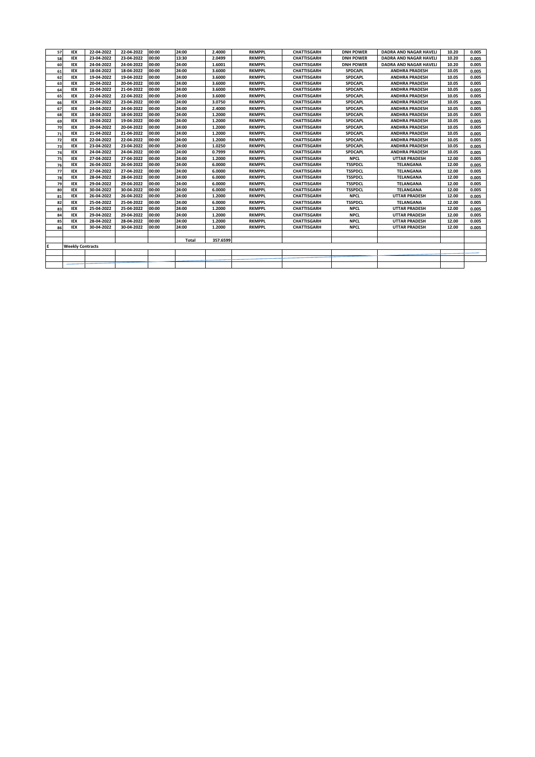| 57 | IEX | 22-04-2022 | 22-04-2022 | 00:00 | 24:00 | 2.4000 | RKMPPL | CHATTISGARH | DNH POWER | DADRA AND NAGAR HAVELI | 10.20 | 0.005 |
|---|---|---|---|---|---|---|---|---|---|---|---|---|
| 58 | IEX | 23-04-2022 | 23-04-2022 | 00:00 | 13:30 | 2.0499 | RKMPPL | CHATTISGARH | DNH POWER | DADRA AND NAGAR HAVELI | 10.20 | 0.005 |
| 60 | IEX | 24-04-2022 | 24-04-2022 | 00:00 | 24:00 | 1.6001 | RKMPPL | CHATTISGARH | DNH POWER | DADRA AND NAGAR HAVELI | 10.20 | 0.005 |
| 61 | IEX | 18-04-2022 | 18-04-2022 | 00:00 | 24:00 | 3.6000 | RKMPPL | CHATTISGARH | SPDCAPL | ANDHRA PRADESH | 10.05 | 0.005 |
| 62 | IEX | 19-04-2022 | 19-04-2022 | 00:00 | 24:00 | 3.6000 | RKMPPL | CHATTISGARH | SPDCAPL | ANDHRA PRADESH | 10.05 | 0.005 |
| 63 | IEX | 20-04-2022 | 20-04-2022 | 00:00 | 24:00 | 3.6000 | RKMPPL | CHATTISGARH | SPDCAPL | ANDHRA PRADESH | 10.05 | 0.005 |
| 64 | IEX | 21-04-2022 | 21-04-2022 | 00:00 | 24:00 | 3.6000 | RKMPPL | CHATTISGARH | SPDCAPL | ANDHRA PRADESH | 10.05 | 0.005 |
| 65 | IEX | 22-04-2022 | 22-04-2022 | 00:00 | 24:00 | 3.6000 | RKMPPL | CHATTISGARH | SPDCAPL | ANDHRA PRADESH | 10.05 | 0.005 |
| 66 | IEX | 23-04-2022 | 23-04-2022 | 00:00 | 24:00 | 3.0750 | RKMPPL | CHATTISGARH | SPDCAPL | ANDHRA PRADESH | 10.05 | 0.005 |
| 67 | IEX | 24-04-2022 | 24-04-2022 | 00:00 | 24:00 | 2.4000 | RKMPPL | CHATTISGARH | SPDCAPL | ANDHRA PRADESH | 10.05 | 0.005 |
| 68 | IEX | 18-04-2022 | 18-04-2022 | 00:00 | 24:00 | 1.2000 | RKMPPL | CHATTISGARH | SPDCAPL | ANDHRA PRADESH | 10.05 | 0.005 |
| 69 | IEX | 19-04-2022 | 19-04-2022 | 00:00 | 24:00 | 1.2000 | RKMPPL | CHATTISGARH | SPDCAPL | ANDHRA PRADESH | 10.05 | 0.005 |
| 70 | IEX | 20-04-2022 | 20-04-2022 | 00:00 | 24:00 | 1.2000 | RKMPPL | CHATTISGARH | SPDCAPL | ANDHRA PRADESH | 10.05 | 0.005 |
| 71 | IEX | 21-04-2022 | 21-04-2022 | 00:00 | 24:00 | 1.2000 | RKMPPL | CHATTISGARH | SPDCAPL | ANDHRA PRADESH | 10.05 | 0.005 |
| 72 | IEX | 22-04-2022 | 22-04-2022 | 00:00 | 24:00 | 1.2000 | RKMPPL | CHATTISGARH | SPDCAPL | ANDHRA PRADESH | 10.05 | 0.005 |
| 73 | IEX | 23-04-2022 | 23-04-2022 | 00:00 | 24:00 | 1.0250 | RKMPPL | CHATTISGARH | SPDCAPL | ANDHRA PRADESH | 10.05 | 0.005 |
| 74 | IEX | 24-04-2022 | 24-04-2022 | 00:00 | 24:00 | 0.7999 | RKMPPL | CHATTISGARH | SPDCAPL | ANDHRA PRADESH | 10.05 | 0.005 |
| 75 | IEX | 27-04-2022 | 27-04-2022 | 00:00 | 24:00 | 1.2000 | RKMPPL | CHATTISGARH | NPCL | UTTAR PRADESH | 12.00 | 0.005 |
| 76 | IEX | 26-04-2022 | 26-04-2022 | 00:00 | 24:00 | 6.0000 | RKMPPL | CHATTISGARH | TSSPDCL | TELANGANA | 12.00 | 0.005 |
| 77 | IEX | 27-04-2022 | 27-04-2022 | 00:00 | 24:00 | 6.0000 | RKMPPL | CHATTISGARH | TSSPDCL | TELANGANA | 12.00 | 0.005 |
| 78 | IEX | 28-04-2022 | 28-04-2022 | 00:00 | 24:00 | 6.0000 | RKMPPL | CHATTISGARH | TSSPDCL | TELANGANA | 12.00 | 0.005 |
| 79 | IEX | 29-04-2022 | 29-04-2022 | 00:00 | 24:00 | 6.0000 | RKMPPL | CHATTISGARH | TSSPDCL | TELANGANA | 12.00 | 0.005 |
| 80 | IEX | 30-04-2022 | 30-04-2022 | 00:00 | 24:00 | 6.0000 | RKMPPL | CHATTISGARH | TSSPDCL | TELANGANA | 12.00 | 0.005 |
| 81 | IEX | 26-04-2022 | 26-04-2022 | 00:00 | 24:00 | 1.2000 | RKMPPL | CHATTISGARH | NPCL | UTTAR PRADESH | 12.00 | 0.005 |
| 82 | IEX | 25-04-2022 | 25-04-2022 | 00:00 | 24:00 | 6.0000 | RKMPPL | CHATTISGARH | TSSPDCL | TELANGANA | 12.00 | 0.005 |
| 83 | IEX | 25-04-2022 | 25-04-2022 | 00:00 | 24:00 | 1.2000 | RKMPPL | CHATTISGARH | NPCL | UTTAR PRADESH | 12.00 | 0.005 |
| 84 | IEX | 29-04-2022 | 29-04-2022 | 00:00 | 24:00 | 1.2000 | RKMPPL | CHATTISGARH | NPCL | UTTAR PRADESH | 12.00 | 0.005 |
| 85 | IEX | 28-04-2022 | 28-04-2022 | 00:00 | 24:00 | 1.2000 | RKMPPL | CHATTISGARH | NPCL | UTTAR PRADESH | 12.00 | 0.005 |
| 86 | IEX | 30-04-2022 | 30-04-2022 | 00:00 | 24:00 | 1.2000 | RKMPPL | CHATTISGARH | NPCL | UTTAR PRADESH | 12.00 | 0.005 |
| | | | | | | | | | | | | |
| | | | | | Total | 357.6599 | | | | | | |
| E | Weekly Contracts | | | | | | | | | | | |
| | | | | | | | | | | | | |
| | | | | | | | | | | | | |
| | | | | | | | | | | | | |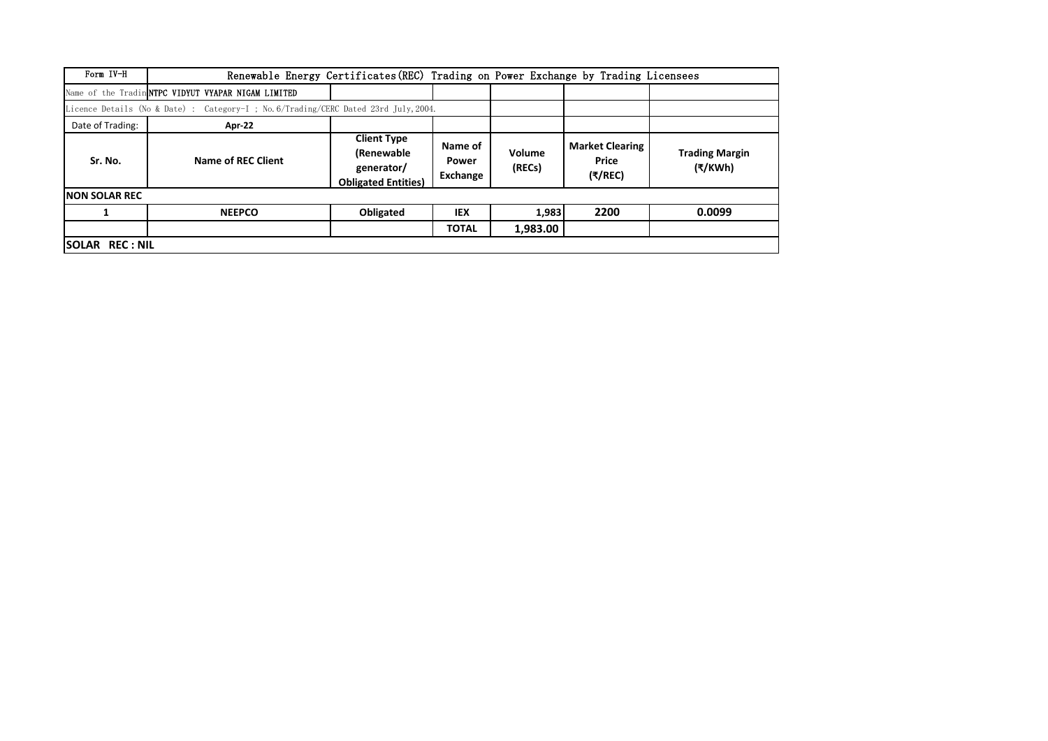| Form IV-H | Renewable Energy Certificates(REC) Trading on Power Exchange by Trading Licensees | | | | | |
|---|---|---|---|---|---|---|
| Name of the Tradin | NTPC VIDYUT VYAPAR NIGAM LIMITED | | | | | |
| Licence Details (No & Date) : Category-I ; No.6/Trading/CERC Dated 23rd July,2004. | | | | | | |
| Date of Trading: | Apr-22 | | | | | |
| **Sr. No.** | **Name of REC Client** | **Client Type (Renewable generator/ Obligated Entities)** | **Name of Power Exchange** | **Volume (RECs)** | **Market Clearing Price (₹/REC)** | **Trading Margin (₹/KWh)** |
| **NON SOLAR REC** | | | | | | |
| **1** | **NEEPCO** | **Obligated** | **IEX** | **1,983** | **2200** | **0.0099** |
| | | | **TOTAL** | **1,983.00** | | |
| **SOLAR REC : NIL** | | | | | | |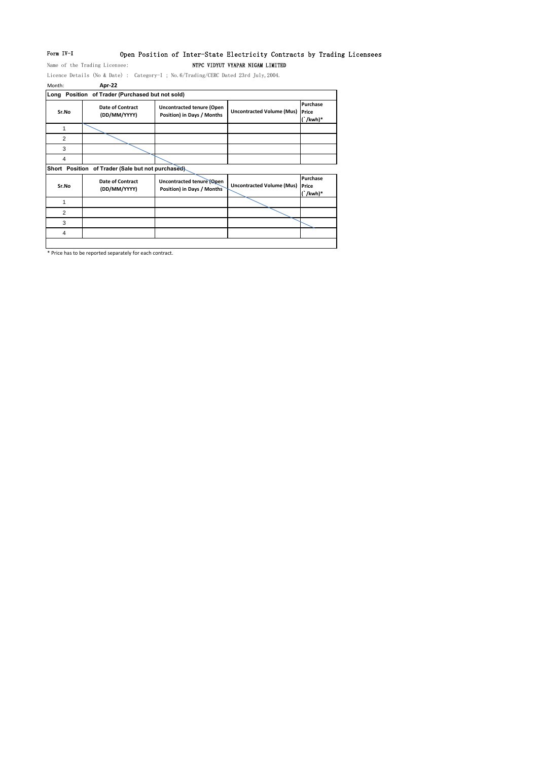Form IV-I

# Open Position of Inter-State Electricity Contracts by Trading Licensees

Name of the Trading Licensee: **NTPC VIDYUT VYAPAR NIGAM LIMITED**

Licence Details (No & Date) : Category-I ; No.6/Trading/CERC Dated 23rd July,2004.

Month: **Apr-22**

**Long Position of Trader (Purchased but not sold)**

| Sr.No | Date of Contract (DD/MM/YYYY) | Uncontracted tenure (Open Position) in Days / Months | Uncontracted Volume (Mus) | Purchase Price (`/kwh)* |
|---|---|---|---|---|
| 1 | | | | |
| 2 | | | | |
| 3 | | | | |
| 4 | | | | |

**Short Position of Trader (Sale but not purchased)**

| Sr.No | Date of Contract (DD/MM/YYYY) | Uncontracted tenure (Open Position) in Days / Months | Uncontracted Volume (Mus) | Purchase Price (`/kwh)* |
|---|---|---|---|---|
| 1 | | | | |
| 2 | | | | |
| 3 | | | | |
| 4 | | | | |

* Price has to be reported separately for each contract.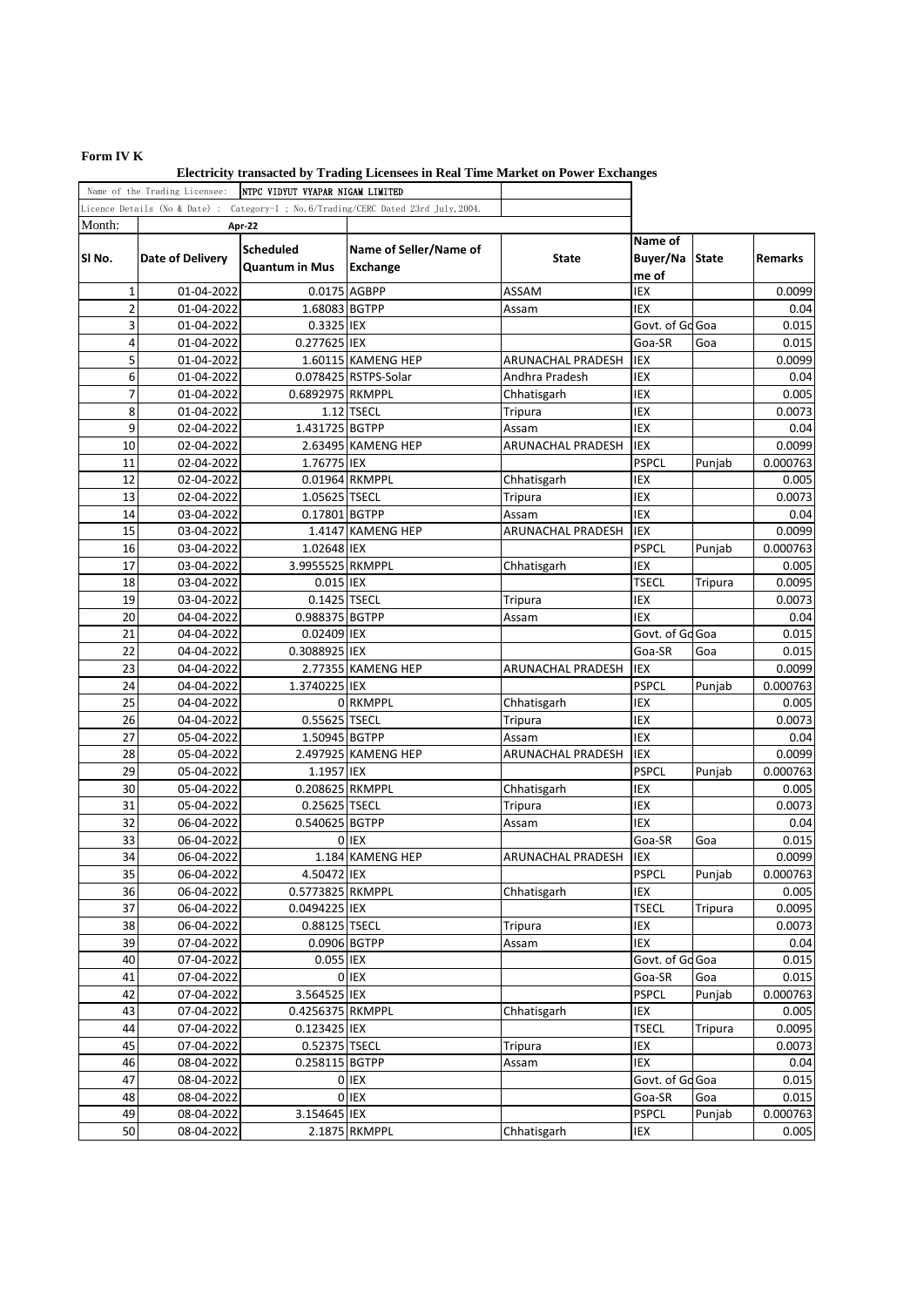**Form IV K**

**Electricity transacted by Trading Licensees in Real Time Market on Power Exchanges**

| Name of the Trading Licensee: | NTPC VIDYUT VYAPAR NIGAM LIMITED | | | | | | |
|---|---|---|---|---|---|---|---|
| Licence Details (No & Date) : | Category-I ; No.6/Trading/CERC Dated 23rd July,2004. | | | | | | |
| Month: | Apr-22 | | | | | | |
| **Sl No.** | **Date of Delivery** | **Scheduled Quantum in Mus** | **Name of Seller/Name of Exchange** | **State** | **Name of Buyer/Name of** | **State** | **Remarks** |
| 1 | 01-04-2022 | 0.0175 | AGBPP | ASSAM | IEX | | 0.0099 |
| 2 | 01-04-2022 | 1.68083 | BGTPP | Assam | IEX | | 0.04 |
| 3 | 01-04-2022 | 0.3325 | IEX | | Govt. of Go | Goa | 0.015 |
| 4 | 01-04-2022 | 0.277625 | IEX | | Goa-SR | Goa | 0.015 |
| 5 | 01-04-2022 | 1.60115 | KAMENG HEP | ARUNACHAL PRADESH | IEX | | 0.0099 |
| 6 | 01-04-2022 | 0.078425 | RSTPS-Solar | Andhra Pradesh | IEX | | 0.04 |
| 7 | 01-04-2022 | 0.6892975 | RKMPPL | Chhatisgarh | IEX | | 0.005 |
| 8 | 01-04-2022 | 1.12 | TSECL | Tripura | IEX | | 0.0073 |
| 9 | 02-04-2022 | 1.431725 | BGTPP | Assam | IEX | | 0.04 |
| 10 | 02-04-2022 | 2.63495 | KAMENG HEP | ARUNACHAL PRADESH | IEX | | 0.0099 |
| 11 | 02-04-2022 | 1.76775 | IEX | | PSPCL | Punjab | 0.000763 |
| 12 | 02-04-2022 | 0.01964 | RKMPPL | Chhatisgarh | IEX | | 0.005 |
| 13 | 02-04-2022 | 1.05625 | TSECL | Tripura | IEX | | 0.0073 |
| 14 | 03-04-2022 | 0.17801 | BGTPP | Assam | IEX | | 0.04 |
| 15 | 03-04-2022 | 1.4147 | KAMENG HEP | ARUNACHAL PRADESH | IEX | | 0.0099 |
| 16 | 03-04-2022 | 1.02648 | IEX | | PSPCL | Punjab | 0.000763 |
| 17 | 03-04-2022 | 3.9955525 | RKMPPL | Chhatisgarh | IEX | | 0.005 |
| 18 | 03-04-2022 | 0.015 | IEX | | TSECL | Tripura | 0.0095 |
| 19 | 03-04-2022 | 0.1425 | TSECL | Tripura | IEX | | 0.0073 |
| 20 | 04-04-2022 | 0.988375 | BGTPP | Assam | IEX | | 0.04 |
| 21 | 04-04-2022 | 0.02409 | IEX | | Govt. of Go | Goa | 0.015 |
| 22 | 04-04-2022 | 0.3088925 | IEX | | Goa-SR | Goa | 0.015 |
| 23 | 04-04-2022 | 2.77355 | KAMENG HEP | ARUNACHAL PRADESH | IEX | | 0.0099 |
| 24 | 04-04-2022 | 1.3740225 | IEX | | PSPCL | Punjab | 0.000763 |
| 25 | 04-04-2022 | 0 | RKMPPL | Chhatisgarh | IEX | | 0.005 |
| 26 | 04-04-2022 | 0.55625 | TSECL | Tripura | IEX | | 0.0073 |
| 27 | 05-04-2022 | 1.50945 | BGTPP | Assam | IEX | | 0.04 |
| 28 | 05-04-2022 | 2.497925 | KAMENG HEP | ARUNACHAL PRADESH | IEX | | 0.0099 |
| 29 | 05-04-2022 | 1.1957 | IEX | | PSPCL | Punjab | 0.000763 |
| 30 | 05-04-2022 | 0.208625 | RKMPPL | Chhatisgarh | IEX | | 0.005 |
| 31 | 05-04-2022 | 0.25625 | TSECL | Tripura | IEX | | 0.0073 |
| 32 | 06-04-2022 | 0.540625 | BGTPP | Assam | IEX | | 0.04 |
| 33 | 06-04-2022 | 0 | IEX | | Goa-SR | Goa | 0.015 |
| 34 | 06-04-2022 | 1.184 | KAMENG HEP | ARUNACHAL PRADESH | IEX | | 0.0099 |
| 35 | 06-04-2022 | 4.50472 | IEX | | PSPCL | Punjab | 0.000763 |
| 36 | 06-04-2022 | 0.5773825 | RKMPPL | Chhatisgarh | IEX | | 0.005 |
| 37 | 06-04-2022 | 0.0494225 | IEX | | TSECL | Tripura | 0.0095 |
| 38 | 06-04-2022 | 0.88125 | TSECL | Tripura | IEX | | 0.0073 |
| 39 | 07-04-2022 | 0.0906 | BGTPP | Assam | IEX | | 0.04 |
| 40 | 07-04-2022 | 0.055 | IEX | | Govt. of Go | Goa | 0.015 |
| 41 | 07-04-2022 | 0 | IEX | | Goa-SR | Goa | 0.015 |
| 42 | 07-04-2022 | 3.564525 | IEX | | PSPCL | Punjab | 0.000763 |
| 43 | 07-04-2022 | 0.4256375 | RKMPPL | Chhatisgarh | IEX | | 0.005 |
| 44 | 07-04-2022 | 0.123425 | IEX | | TSECL | Tripura | 0.0095 |
| 45 | 07-04-2022 | 0.52375 | TSECL | Tripura | IEX | | 0.0073 |
| 46 | 08-04-2022 | 0.258115 | BGTPP | Assam | IEX | | 0.04 |
| 47 | 08-04-2022 | 0 | IEX | | Govt. of Go | Goa | 0.015 |
| 48 | 08-04-2022 | 0 | IEX | | Goa-SR | Goa | 0.015 |
| 49 | 08-04-2022 | 3.154645 | IEX | | PSPCL | Punjab | 0.000763 |
| 50 | 08-04-2022 | 2.1875 | RKMPPL | Chhatisgarh | IEX | | 0.005 |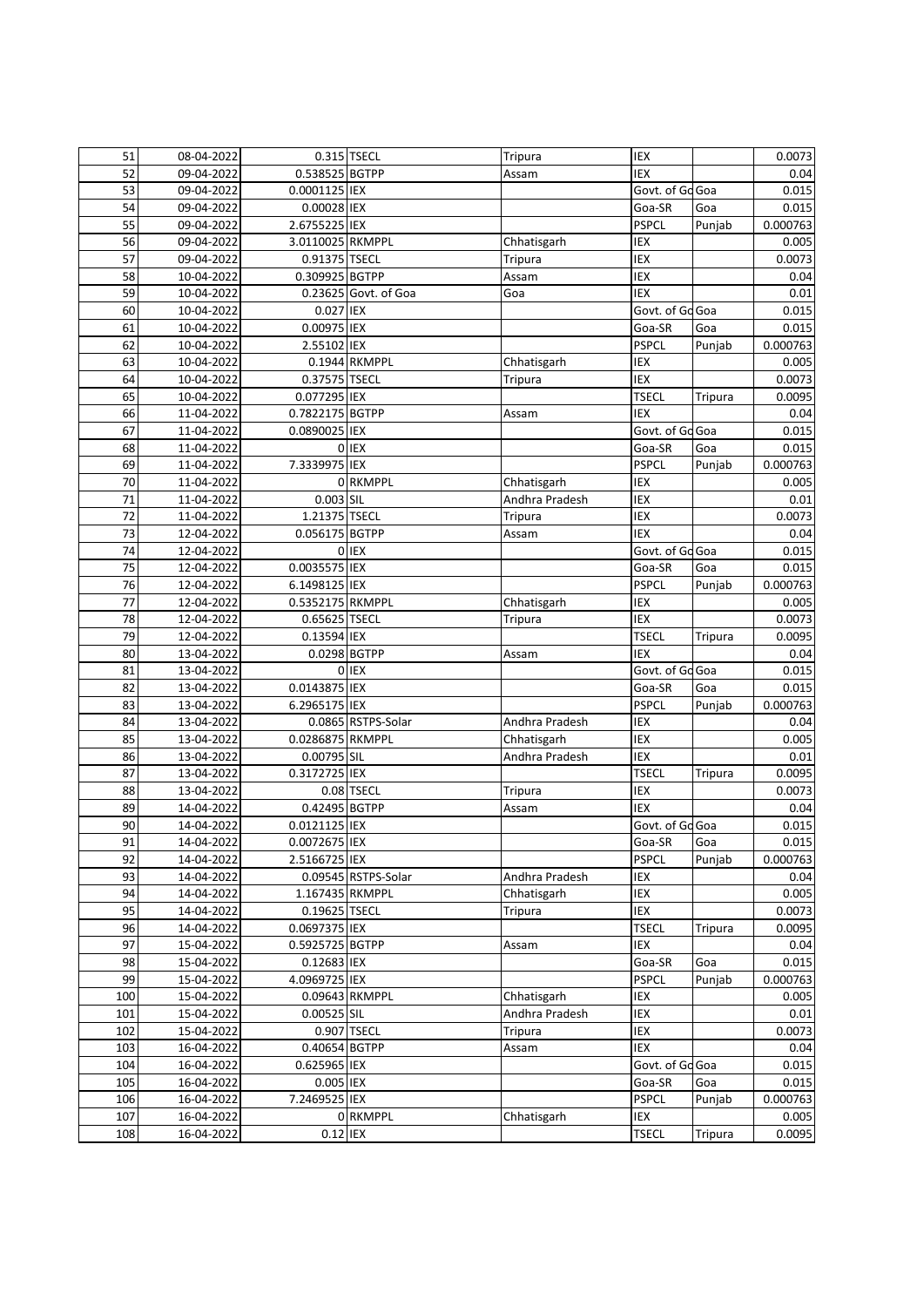| | | | | | | | |
|---|---|---|---|---|---|---|---|
| 51 | 08-04-2022 | 0.315 | TSECL | Tripura | IEX | | 0.0073 |
| 52 | 09-04-2022 | 0.538525 | BGTPP | Assam | IEX | | 0.04 |
| 53 | 09-04-2022 | 0.0001125 | IEX | | Govt. of Go | Goa | 0.015 |
| 54 | 09-04-2022 | 0.00028 | IEX | | Goa-SR | Goa | 0.015 |
| 55 | 09-04-2022 | 2.6755225 | IEX | | PSPCL | Punjab | 0.000763 |
| 56 | 09-04-2022 | 3.0110025 | RKMPPL | Chhatisgarh | IEX | | 0.005 |
| 57 | 09-04-2022 | 0.91375 | TSECL | Tripura | IEX | | 0.0073 |
| 58 | 10-04-2022 | 0.309925 | BGTPP | Assam | IEX | | 0.04 |
| 59 | 10-04-2022 | 0.23625 | Govt. of Goa | Goa | IEX | | 0.01 |
| 60 | 10-04-2022 | 0.027 | IEX | | Govt. of Go | Goa | 0.015 |
| 61 | 10-04-2022 | 0.00975 | IEX | | Goa-SR | Goa | 0.015 |
| 62 | 10-04-2022 | 2.55102 | IEX | | PSPCL | Punjab | 0.000763 |
| 63 | 10-04-2022 | 0.1944 | RKMPPL | Chhatisgarh | IEX | | 0.005 |
| 64 | 10-04-2022 | 0.37575 | TSECL | Tripura | IEX | | 0.0073 |
| 65 | 10-04-2022 | 0.077295 | IEX | | TSECL | Tripura | 0.0095 |
| 66 | 11-04-2022 | 0.7822175 | BGTPP | Assam | IEX | | 0.04 |
| 67 | 11-04-2022 | 0.0890025 | IEX | | Govt. of Go | Goa | 0.015 |
| 68 | 11-04-2022 | 0 | IEX | | Goa-SR | Goa | 0.015 |
| 69 | 11-04-2022 | 7.3339975 | IEX | | PSPCL | Punjab | 0.000763 |
| 70 | 11-04-2022 | 0 | RKMPPL | Chhatisgarh | IEX | | 0.005 |
| 71 | 11-04-2022 | 0.003 | SIL | Andhra Pradesh | IEX | | 0.01 |
| 72 | 11-04-2022 | 1.21375 | TSECL | Tripura | IEX | | 0.0073 |
| 73 | 12-04-2022 | 0.056175 | BGTPP | Assam | IEX | | 0.04 |
| 74 | 12-04-2022 | 0 | IEX | | Govt. of Go | Goa | 0.015 |
| 75 | 12-04-2022 | 0.0035575 | IEX | | Goa-SR | Goa | 0.015 |
| 76 | 12-04-2022 | 6.1498125 | IEX | | PSPCL | Punjab | 0.000763 |
| 77 | 12-04-2022 | 0.5352175 | RKMPPL | Chhatisgarh | IEX | | 0.005 |
| 78 | 12-04-2022 | 0.65625 | TSECL | Tripura | IEX | | 0.0073 |
| 79 | 12-04-2022 | 0.13594 | IEX | | TSECL | Tripura | 0.0095 |
| 80 | 13-04-2022 | 0.0298 | BGTPP | Assam | IEX | | 0.04 |
| 81 | 13-04-2022 | 0 | IEX | | Govt. of Go | Goa | 0.015 |
| 82 | 13-04-2022 | 0.0143875 | IEX | | Goa-SR | Goa | 0.015 |
| 83 | 13-04-2022 | 6.2965175 | IEX | | PSPCL | Punjab | 0.000763 |
| 84 | 13-04-2022 | 0.0865 | RSTPS-Solar | Andhra Pradesh | IEX | | 0.04 |
| 85 | 13-04-2022 | 0.0286875 | RKMPPL | Chhatisgarh | IEX | | 0.005 |
| 86 | 13-04-2022 | 0.00795 | SIL | Andhra Pradesh | IEX | | 0.01 |
| 87 | 13-04-2022 | 0.3172725 | IEX | | TSECL | Tripura | 0.0095 |
| 88 | 13-04-2022 | 0.08 | TSECL | Tripura | IEX | | 0.0073 |
| 89 | 14-04-2022 | 0.42495 | BGTPP | Assam | IEX | | 0.04 |
| 90 | 14-04-2022 | 0.0121125 | IEX | | Govt. of Go | Goa | 0.015 |
| 91 | 14-04-2022 | 0.0072675 | IEX | | Goa-SR | Goa | 0.015 |
| 92 | 14-04-2022 | 2.5166725 | IEX | | PSPCL | Punjab | 0.000763 |
| 93 | 14-04-2022 | 0.09545 | RSTPS-Solar | Andhra Pradesh | IEX | | 0.04 |
| 94 | 14-04-2022 | 1.167435 | RKMPPL | Chhatisgarh | IEX | | 0.005 |
| 95 | 14-04-2022 | 0.19625 | TSECL | Tripura | IEX | | 0.0073 |
| 96 | 14-04-2022 | 0.0697375 | IEX | | TSECL | Tripura | 0.0095 |
| 97 | 15-04-2022 | 0.5925725 | BGTPP | Assam | IEX | | 0.04 |
| 98 | 15-04-2022 | 0.12683 | IEX | | Goa-SR | Goa | 0.015 |
| 99 | 15-04-2022 | 4.0969725 | IEX | | PSPCL | Punjab | 0.000763 |
| 100 | 15-04-2022 | 0.09643 | RKMPPL | Chhatisgarh | IEX | | 0.005 |
| 101 | 15-04-2022 | 0.00525 | SIL | Andhra Pradesh | IEX | | 0.01 |
| 102 | 15-04-2022 | 0.907 | TSECL | Tripura | IEX | | 0.0073 |
| 103 | 16-04-2022 | 0.40654 | BGTPP | Assam | IEX | | 0.04 |
| 104 | 16-04-2022 | 0.625965 | IEX | | Govt. of Go | Goa | 0.015 |
| 105 | 16-04-2022 | 0.005 | IEX | | Goa-SR | Goa | 0.015 |
| 106 | 16-04-2022 | 7.2469525 | IEX | | PSPCL | Punjab | 0.000763 |
| 107 | 16-04-2022 | 0 | RKMPPL | Chhatisgarh | IEX | | 0.005 |
| 108 | 16-04-2022 | 0.12 | IEX | | TSECL | Tripura | 0.0095 |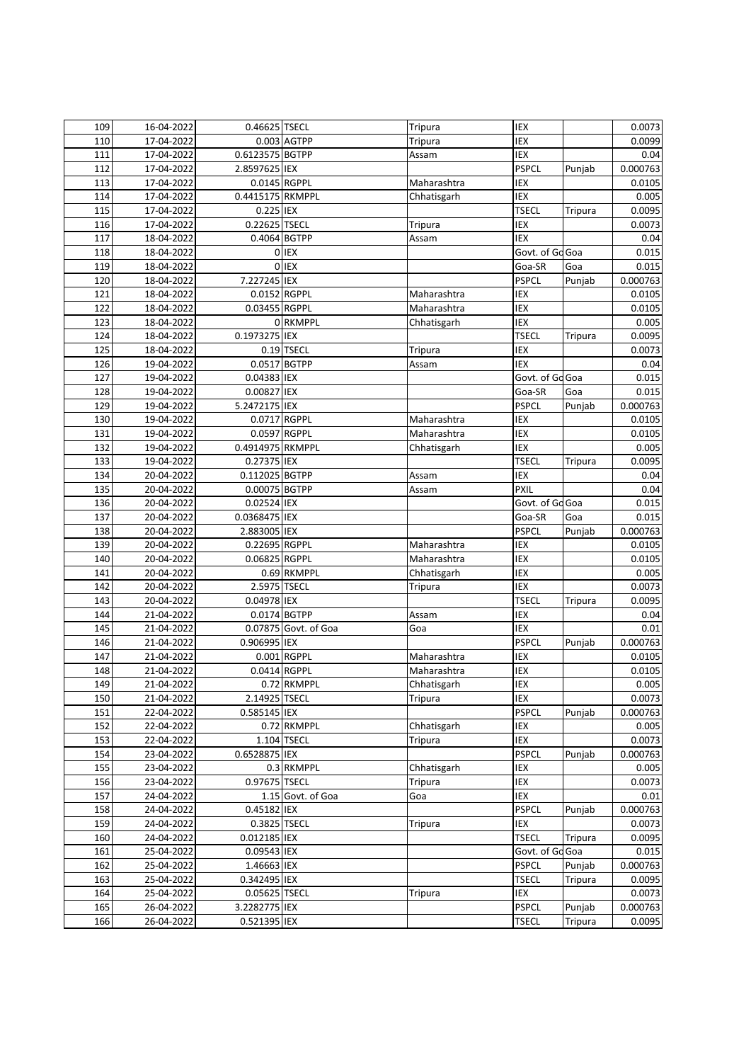| | | | | | | | |
|---|---|---|---|---|---|---|---|
| 109 | 16-04-2022 | 0.46625 | TSECL | Tripura | IEX | | 0.0073 |
| 110 | 17-04-2022 | 0.003 | AGTPP | Tripura | IEX | | 0.0099 |
| 111 | 17-04-2022 | 0.6123575 | BGTPP | Assam | IEX | | 0.04 |
| 112 | 17-04-2022 | 2.8597625 | IEX | | PSPCL | Punjab | 0.000763 |
| 113 | 17-04-2022 | 0.0145 | RGPPL | Maharashtra | IEX | | 0.0105 |
| 114 | 17-04-2022 | 0.4415175 | RKMPPL | Chhatisgarh | IEX | | 0.005 |
| 115 | 17-04-2022 | 0.225 | IEX | | TSECL | Tripura | 0.0095 |
| 116 | 17-04-2022 | 0.22625 | TSECL | Tripura | IEX | | 0.0073 |
| 117 | 18-04-2022 | 0.4064 | BGTPP | Assam | IEX | | 0.04 |
| 118 | 18-04-2022 | 0 | IEX | | Govt. of Go | Goa | 0.015 |
| 119 | 18-04-2022 | 0 | IEX | | Goa-SR | Goa | 0.015 |
| 120 | 18-04-2022 | 7.227245 | IEX | | PSPCL | Punjab | 0.000763 |
| 121 | 18-04-2022 | 0.0152 | RGPPL | Maharashtra | IEX | | 0.0105 |
| 122 | 18-04-2022 | 0.03455 | RGPPL | Maharashtra | IEX | | 0.0105 |
| 123 | 18-04-2022 | 0 | RKMPPL | Chhatisgarh | IEX | | 0.005 |
| 124 | 18-04-2022 | 0.1973275 | IEX | | TSECL | Tripura | 0.0095 |
| 125 | 18-04-2022 | 0.19 | TSECL | Tripura | IEX | | 0.0073 |
| 126 | 19-04-2022 | 0.0517 | BGTPP | Assam | IEX | | 0.04 |
| 127 | 19-04-2022 | 0.04383 | IEX | | Govt. of Go | Goa | 0.015 |
| 128 | 19-04-2022 | 0.00827 | IEX | | Goa-SR | Goa | 0.015 |
| 129 | 19-04-2022 | 5.2472175 | IEX | | PSPCL | Punjab | 0.000763 |
| 130 | 19-04-2022 | 0.0717 | RGPPL | Maharashtra | IEX | | 0.0105 |
| 131 | 19-04-2022 | 0.0597 | RGPPL | Maharashtra | IEX | | 0.0105 |
| 132 | 19-04-2022 | 0.4914975 | RKMPPL | Chhatisgarh | IEX | | 0.005 |
| 133 | 19-04-2022 | 0.27375 | IEX | | TSECL | Tripura | 0.0095 |
| 134 | 20-04-2022 | 0.112025 | BGTPP | Assam | IEX | | 0.04 |
| 135 | 20-04-2022 | 0.00075 | BGTPP | Assam | PXIL | | 0.04 |
| 136 | 20-04-2022 | 0.02524 | IEX | | Govt. of Go | Goa | 0.015 |
| 137 | 20-04-2022 | 0.0368475 | IEX | | Goa-SR | Goa | 0.015 |
| 138 | 20-04-2022 | 2.883005 | IEX | | PSPCL | Punjab | 0.000763 |
| 139 | 20-04-2022 | 0.22695 | RGPPL | Maharashtra | IEX | | 0.0105 |
| 140 | 20-04-2022 | 0.06825 | RGPPL | Maharashtra | IEX | | 0.0105 |
| 141 | 20-04-2022 | 0.69 | RKMPPL | Chhatisgarh | IEX | | 0.005 |
| 142 | 20-04-2022 | 2.5975 | TSECL | Tripura | IEX | | 0.0073 |
| 143 | 20-04-2022 | 0.04978 | IEX | | TSECL | Tripura | 0.0095 |
| 144 | 21-04-2022 | 0.0174 | BGTPP | Assam | IEX | | 0.04 |
| 145 | 21-04-2022 | 0.07875 | Govt. of Goa | Goa | IEX | | 0.01 |
| 146 | 21-04-2022 | 0.906995 | IEX | | PSPCL | Punjab | 0.000763 |
| 147 | 21-04-2022 | 0.001 | RGPPL | Maharashtra | IEX | | 0.0105 |
| 148 | 21-04-2022 | 0.0414 | RGPPL | Maharashtra | IEX | | 0.0105 |
| 149 | 21-04-2022 | 0.72 | RKMPPL | Chhatisgarh | IEX | | 0.005 |
| 150 | 21-04-2022 | 2.14925 | TSECL | Tripura | IEX | | 0.0073 |
| 151 | 22-04-2022 | 0.585145 | IEX | | PSPCL | Punjab | 0.000763 |
| 152 | 22-04-2022 | 0.72 | RKMPPL | Chhatisgarh | IEX | | 0.005 |
| 153 | 22-04-2022 | 1.104 | TSECL | Tripura | IEX | | 0.0073 |
| 154 | 23-04-2022 | 0.6528875 | IEX | | PSPCL | Punjab | 0.000763 |
| 155 | 23-04-2022 | 0.3 | RKMPPL | Chhatisgarh | IEX | | 0.005 |
| 156 | 23-04-2022 | 0.97675 | TSECL | Tripura | IEX | | 0.0073 |
| 157 | 24-04-2022 | 1.15 | Govt. of Goa | Goa | IEX | | 0.01 |
| 158 | 24-04-2022 | 0.45182 | IEX | | PSPCL | Punjab | 0.000763 |
| 159 | 24-04-2022 | 0.3825 | TSECL | Tripura | IEX | | 0.0073 |
| 160 | 24-04-2022 | 0.012185 | IEX | | TSECL | Tripura | 0.0095 |
| 161 | 25-04-2022 | 0.09543 | IEX | | Govt. of Go | Goa | 0.015 |
| 162 | 25-04-2022 | 1.46663 | IEX | | PSPCL | Punjab | 0.000763 |
| 163 | 25-04-2022 | 0.342495 | IEX | | TSECL | Tripura | 0.0095 |
| 164 | 25-04-2022 | 0.05625 | TSECL | Tripura | IEX | | 0.0073 |
| 165 | 26-04-2022 | 3.2282775 | IEX | | PSPCL | Punjab | 0.000763 |
| 166 | 26-04-2022 | 0.521395 | IEX | | TSECL | Tripura | 0.0095 |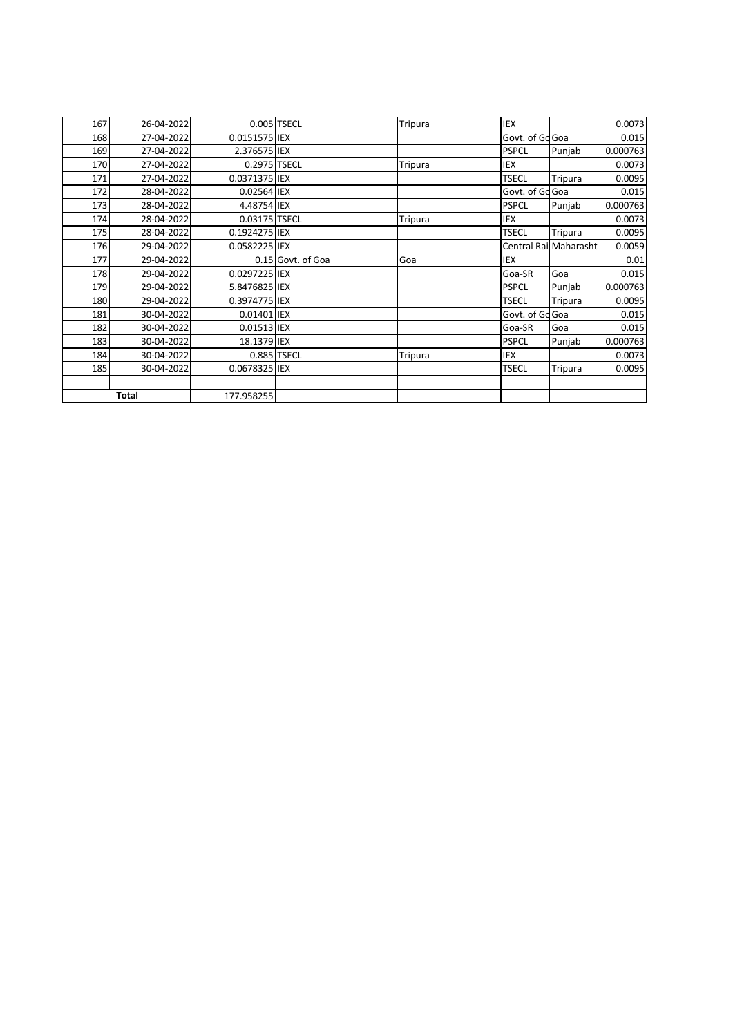| | | | | | | | |
|---|---|---|---|---|---|---|---|
| 167 | 26-04-2022 | 0.005 | TSECL | Tripura | IEX | | 0.0073 |
| 168 | 27-04-2022 | 0.0151575 | IEX | | Govt. of Go | Goa | 0.015 |
| 169 | 27-04-2022 | 2.376575 | IEX | | PSPCL | Punjab | 0.000763 |
| 170 | 27-04-2022 | 0.2975 | TSECL | Tripura | IEX | | 0.0073 |
| 171 | 27-04-2022 | 0.0371375 | IEX | | TSECL | Tripura | 0.0095 |
| 172 | 28-04-2022 | 0.02564 | IEX | | Govt. of Go | Goa | 0.015 |
| 173 | 28-04-2022 | 4.48754 | IEX | | PSPCL | Punjab | 0.000763 |
| 174 | 28-04-2022 | 0.03175 | TSECL | Tripura | IEX | | 0.0073 |
| 175 | 28-04-2022 | 0.1924275 | IEX | | TSECL | Tripura | 0.0095 |
| 176 | 29-04-2022 | 0.0582225 | IEX | | Central Rai | Maharasht | 0.0059 |
| 177 | 29-04-2022 | 0.15 | Govt. of Goa | Goa | IEX | | 0.01 |
| 178 | 29-04-2022 | 0.0297225 | IEX | | Goa-SR | Goa | 0.015 |
| 179 | 29-04-2022 | 5.8476825 | IEX | | PSPCL | Punjab | 0.000763 |
| 180 | 29-04-2022 | 0.3974775 | IEX | | TSECL | Tripura | 0.0095 |
| 181 | 30-04-2022 | 0.01401 | IEX | | Govt. of Go | Goa | 0.015 |
| 182 | 30-04-2022 | 0.01513 | IEX | | Goa-SR | Goa | 0.015 |
| 183 | 30-04-2022 | 18.1379 | IEX | | PSPCL | Punjab | 0.000763 |
| 184 | 30-04-2022 | 0.885 | TSECL | Tripura | IEX | | 0.0073 |
| 185 | 30-04-2022 | 0.0678325 | IEX | | TSECL | Tripura | 0.0095 |
| | | | | | | | |
| **Total** | | 177.958255 | | | | | |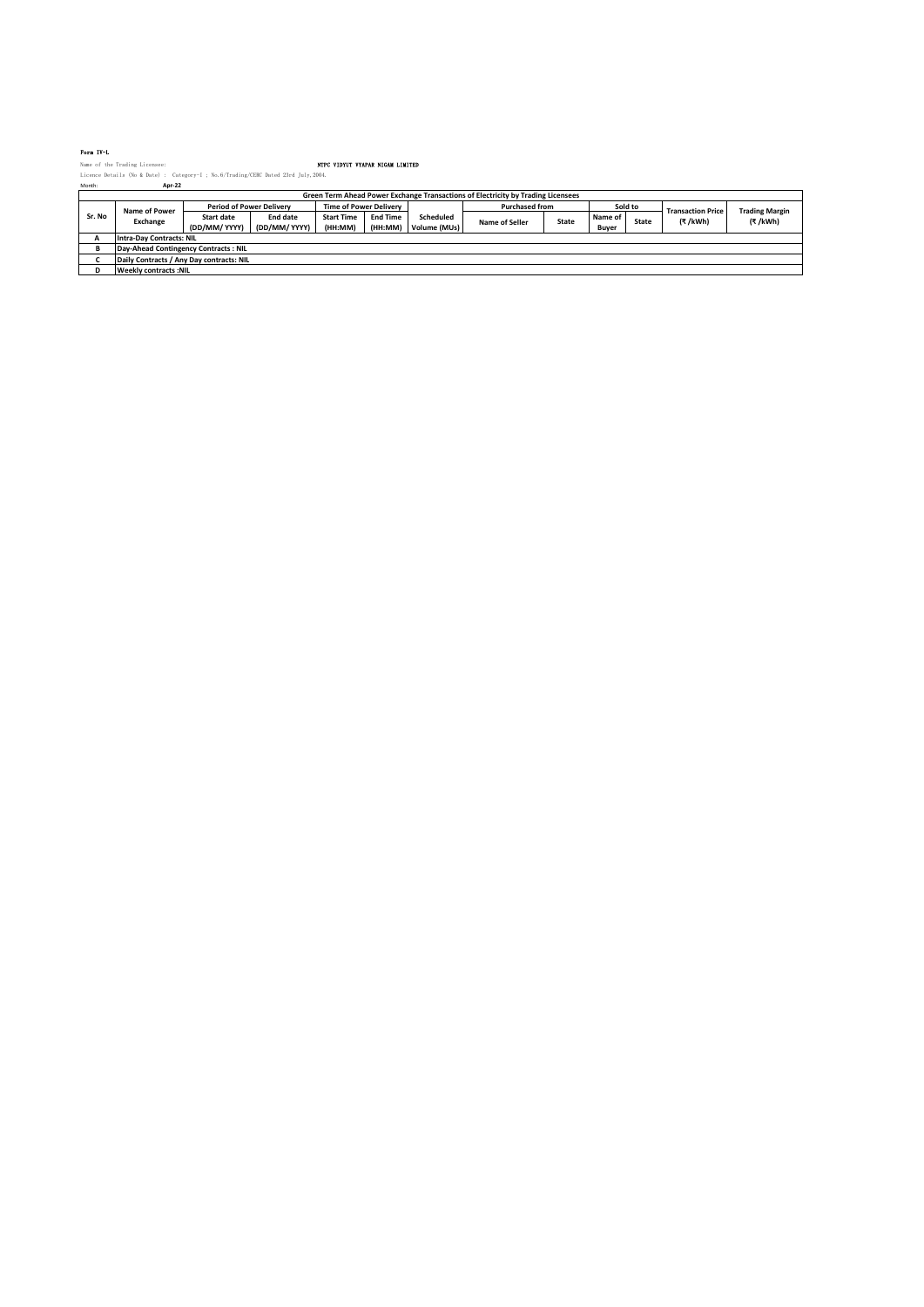**Form IV-L**

Name of the Trading Licensee: **NTPC VIDYUT VYAPAR NIGAM LIMITED**

Licence Details (No & Date) : Category-I ; No.6/Trading/CERC Dated 23rd July,2004.

Month: **Apr-22**

| Green Term Ahead Power Exchange Transactions of Electricity by Trading Licensees | | | | | | | | | | | | |
|---|---|---|---|---|---|---|---|---|---|---|---|---|
| Sr. No | Name of Power Exchange | Period of Power Delivery | | Time of Power Delivery | | Scheduled Volume (MUs) | Purchased from | | Sold to | | Transaction Price (₹ /kWh) | Trading Margin (₹ /kWh) |
| | | Start date (DD/MM/ YYYY) | End date (DD/MM/ YYYY) | Start Time (HH:MM) | End Time (HH:MM) | | Name of Seller | State | Name of Buyer | State | | |
| A | Intra-Day Contracts: NIL | | | | | | | | | | | |
| B | Day-Ahead Contingency Contracts : NIL | | | | | | | | | | | |
| C | Daily Contracts / Any Day contracts: NIL | | | | | | | | | | | |
| D | Weekly contracts :NIL | | | | | | | | | | | |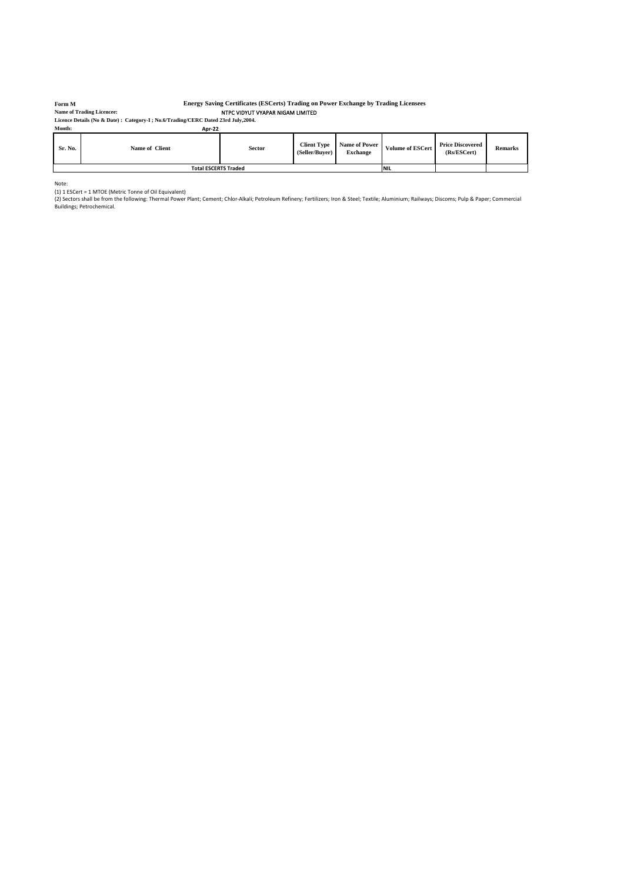**Form M** **Energy Saving Certificates (ESCerts) Trading on Power Exchange by Trading Licensees**

**Name of Trading Licencee:** NTPC VIDYUT VYAPAR NIGAM LIMITED

**Licence Details (No & Date) : Category-I ; No.6/Trading/CERC Dated 23rd July,2004.**

**Month:** **Apr-22**

| Sr. No. | Name of Client | Sector | Client Type (Seller/Buyer) | Name of Power Exchange | Volume of ESCert | Price Discovered (Rs/ESCert) | Remarks |
|---|---|---|---|---|---|---|---|
| Total ESCERTS Traded | | | | | NIL | | |

Note:

(1) 1 ESCert = 1 MTOE (Metric Tonne of Oil Equivalent)

(2) Sectors shall be from the following: Thermal Power Plant; Cement; Chlor-Alkali; Petroleum Refinery; Fertilizers; Iron & Steel; Textile; Aluminium; Railways; Discoms; Pulp & Paper; Commercial Buildings; Petrochemical.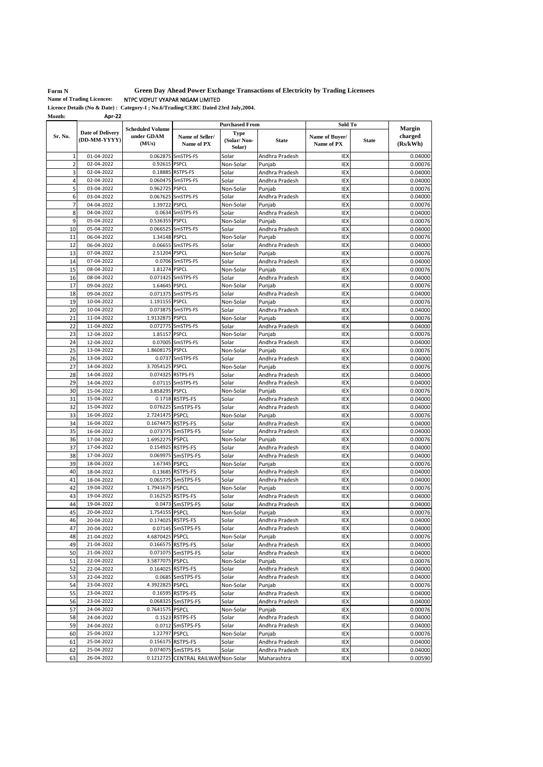**Form N** **Green Day Ahead Power Exchange Transactions of Electricity by Trading Licensees**

**Name of Trading Licencee:** NTPC VIDYUT VYAPAR NIGAM LIMITED

**Licence Details (No & Date) : Category-I ; No.6/Trading/CERC Dated 23rd July,2004.**

**Month:** Apr-22

| Sr. No. | Date of Delivery (DD-MM-YYYY) | Scheduled Volume under GDAM (MUs) | Purchased From | | | Sold To | | Margin charged (Rs/kWh) |
|---|---|---|---|---|---|---|---|---|
| | | | Name of Seller/ Name of PX | Type (Solar/ Non-Solar) | State | Name of Buyer/ Name of PX | State | |
| 1 | 01-04-2022 | 0.062875 | SmSTPS-FS | Solar | Andhra Pradesh | IEX | | 0.04000 |
| 2 | 02-04-2022 | 0.92615 | PSPCL | Non-Solar | Punjab | IEX | | 0.00076 |
| 3 | 02-04-2022 | 0.18885 | RSTPS-FS | Solar | Andhra Pradesh | IEX | | 0.04000 |
| 4 | 02-04-2022 | 0.060475 | SmSTPS-FS | Solar | Andhra Pradesh | IEX | | 0.04000 |
| 5 | 03-04-2022 | 0.962725 | PSPCL | Non-Solar | Punjab | IEX | | 0.00076 |
| 6 | 03-04-2022 | 0.067625 | SmSTPS-FS | Solar | Andhra Pradesh | IEX | | 0.04000 |
| 7 | 04-04-2022 | 1.39722 | PSPCL | Non-Solar | Punjab | IEX | | 0.00076 |
| 8 | 04-04-2022 | 0.0634 | SmSTPS-FS | Solar | Andhra Pradesh | IEX | | 0.04000 |
| 9 | 05-04-2022 | 0.536355 | PSPCL | Non-Solar | Punjab | IEX | | 0.00076 |
| 10 | 05-04-2022 | 0.066525 | SmSTPS-FS | Solar | Andhra Pradesh | IEX | | 0.04000 |
| 11 | 06-04-2022 | 1.34148 | PSPCL | Non-Solar | Punjab | IEX | | 0.00076 |
| 12 | 06-04-2022 | 0.06655 | SmSTPS-FS | Solar | Andhra Pradesh | IEX | | 0.04000 |
| 13 | 07-04-2022 | 2.51204 | PSPCL | Non-Solar | Punjab | IEX | | 0.00076 |
| 14 | 07-04-2022 | 0.0706 | SmSTPS-FS | Solar | Andhra Pradesh | IEX | | 0.04000 |
| 15 | 08-04-2022 | 1.81274 | PSPCL | Non-Solar | Punjab | IEX | | 0.00076 |
| 16 | 08-04-2022 | 0.071425 | SmSTPS-FS | Solar | Andhra Pradesh | IEX | | 0.04000 |
| 17 | 09-04-2022 | 1.64645 | PSPCL | Non-Solar | Punjab | IEX | | 0.00076 |
| 18 | 09-04-2022 | 0.071375 | SmSTPS-FS | Solar | Andhra Pradesh | IEX | | 0.04000 |
| 19 | 10-04-2022 | 1.191155 | PSPCL | Non-Solar | Punjab | IEX | | 0.00076 |
| 20 | 10-04-2022 | 0.073875 | SmSTPS-FS | Solar | Andhra Pradesh | IEX | | 0.04000 |
| 21 | 11-04-2022 | 1.9132875 | PSPCL | Non-Solar | Punjab | IEX | | 0.00076 |
| 22 | 11-04-2022 | 0.072775 | SmSTPS-FS | Solar | Andhra Pradesh | IEX | | 0.04000 |
| 23 | 12-04-2022 | 1.85157 | PSPCL | Non-Solar | Punjab | IEX | | 0.00076 |
| 24 | 12-04-2022 | 0.07005 | SmSTPS-FS | Solar | Andhra Pradesh | IEX | | 0.04000 |
| 25 | 13-04-2022 | 1.8608175 | PSPCL | Non-Solar | Punjab | IEX | | 0.00076 |
| 26 | 13-04-2022 | 0.0737 | SmSTPS-FS | Solar | Andhra Pradesh | IEX | | 0.04000 |
| 27 | 14-04-2022 | 3.7054125 | PSPCL | Non-Solar | Punjab | IEX | | 0.00076 |
| 28 | 14-04-2022 | 0.074325 | RSTPS-FS | Solar | Andhra Pradesh | IEX | | 0.04000 |
| 29 | 14-04-2022 | 0.07115 | SmSTPS-FS | Solar | Andhra Pradesh | IEX | | 0.04000 |
| 30 | 15-04-2022 | 3.858295 | PSPCL | Non-Solar | Punjab | IEX | | 0.00076 |
| 31 | 15-04-2022 | 0.1718 | RSTPS-FS | Solar | Andhra Pradesh | IEX | | 0.04000 |
| 32 | 15-04-2022 | 0.076225 | SmSTPS-FS | Solar | Andhra Pradesh | IEX | | 0.04000 |
| 33 | 16-04-2022 | 2.7241475 | PSPCL | Non-Solar | Punjab | IEX | | 0.00076 |
| 34 | 16-04-2022 | 0.1674475 | RSTPS-FS | Solar | Andhra Pradesh | IEX | | 0.04000 |
| 35 | 16-04-2022 | 0.073775 | SmSTPS-FS | Solar | Andhra Pradesh | IEX | | 0.04000 |
| 36 | 17-04-2022 | 1.6952275 | PSPCL | Non-Solar | Punjab | IEX | | 0.00076 |
| 37 | 17-04-2022 | 0.154925 | RSTPS-FS | Solar | Andhra Pradesh | IEX | | 0.04000 |
| 38 | 17-04-2022 | 0.069975 | SmSTPS-FS | Solar | Andhra Pradesh | IEX | | 0.04000 |
| 39 | 18-04-2022 | 1.67345 | PSPCL | Non-Solar | Punjab | IEX | | 0.00076 |
| 40 | 18-04-2022 | 0.13685 | RSTPS-FS | Solar | Andhra Pradesh | IEX | | 0.04000 |
| 41 | 18-04-2022 | 0.065775 | SmSTPS-FS | Solar | Andhra Pradesh | IEX | | 0.04000 |
| 42 | 19-04-2022 | 1.7941675 | PSPCL | Non-Solar | Punjab | IEX | | 0.00076 |
| 43 | 19-04-2022 | 0.162525 | RSTPS-FS | Solar | Andhra Pradesh | IEX | | 0.04000 |
| 44 | 19-04-2022 | 0.0473 | SmSTPS-FS | Solar | Andhra Pradesh | IEX | | 0.04000 |
| 45 | 20-04-2022 | 1.754155 | PSPCL | Non-Solar | Punjab | IEX | | 0.00076 |
| 46 | 20-04-2022 | 0.174025 | RSTPS-FS | Solar | Andhra Pradesh | IEX | | 0.04000 |
| 47 | 20-04-2022 | 0.07145 | SmSTPS-FS | Solar | Andhra Pradesh | IEX | | 0.04000 |
| 48 | 21-04-2022 | 4.6870425 | PSPCL | Non-Solar | Punjab | IEX | | 0.00076 |
| 49 | 21-04-2022 | 0.166575 | RSTPS-FS | Solar | Andhra Pradesh | IEX | | 0.04000 |
| 50 | 21-04-2022 | 0.071075 | SmSTPS-FS | Solar | Andhra Pradesh | IEX | | 0.04000 |
| 51 | 22-04-2022 | 3.5877075 | PSPCL | Non-Solar | Punjab | IEX | | 0.00076 |
| 52 | 22-04-2022 | 0.164025 | RSTPS-FS | Solar | Andhra Pradesh | IEX | | 0.04000 |
| 53 | 22-04-2022 | 0.0685 | SmSTPS-FS | Solar | Andhra Pradesh | IEX | | 0.04000 |
| 54 | 23-04-2022 | 4.3922825 | PSPCL | Non-Solar | Punjab | IEX | | 0.00076 |
| 55 | 23-04-2022 | 0.16595 | RSTPS-FS | Solar | Andhra Pradesh | IEX | | 0.04000 |
| 56 | 23-04-2022 | 0.068325 | SmSTPS-FS | Solar | Andhra Pradesh | IEX | | 0.04000 |
| 57 | 24-04-2022 | 0.7641575 | PSPCL | Non-Solar | Punjab | IEX | | 0.00076 |
| 58 | 24-04-2022 | 0.1523 | RSTPS-FS | Solar | Andhra Pradesh | IEX | | 0.04000 |
| 59 | 24-04-2022 | 0.0712 | SmSTPS-FS | Solar | Andhra Pradesh | IEX | | 0.04000 |
| 60 | 25-04-2022 | 1.22797 | PSPCL | Non-Solar | Punjab | IEX | | 0.00076 |
| 61 | 25-04-2022 | 0.156175 | RSTPS-FS | Solar | Andhra Pradesh | IEX | | 0.04000 |
| 62 | 25-04-2022 | 0.074075 | SmSTPS-FS | Solar | Andhra Pradesh | IEX | | 0.04000 |
| 63 | 26-04-2022 | 0.1212725 | CENTRAL RAILWAY | Non-Solar | Maharashtra | IEX | | 0.00590 |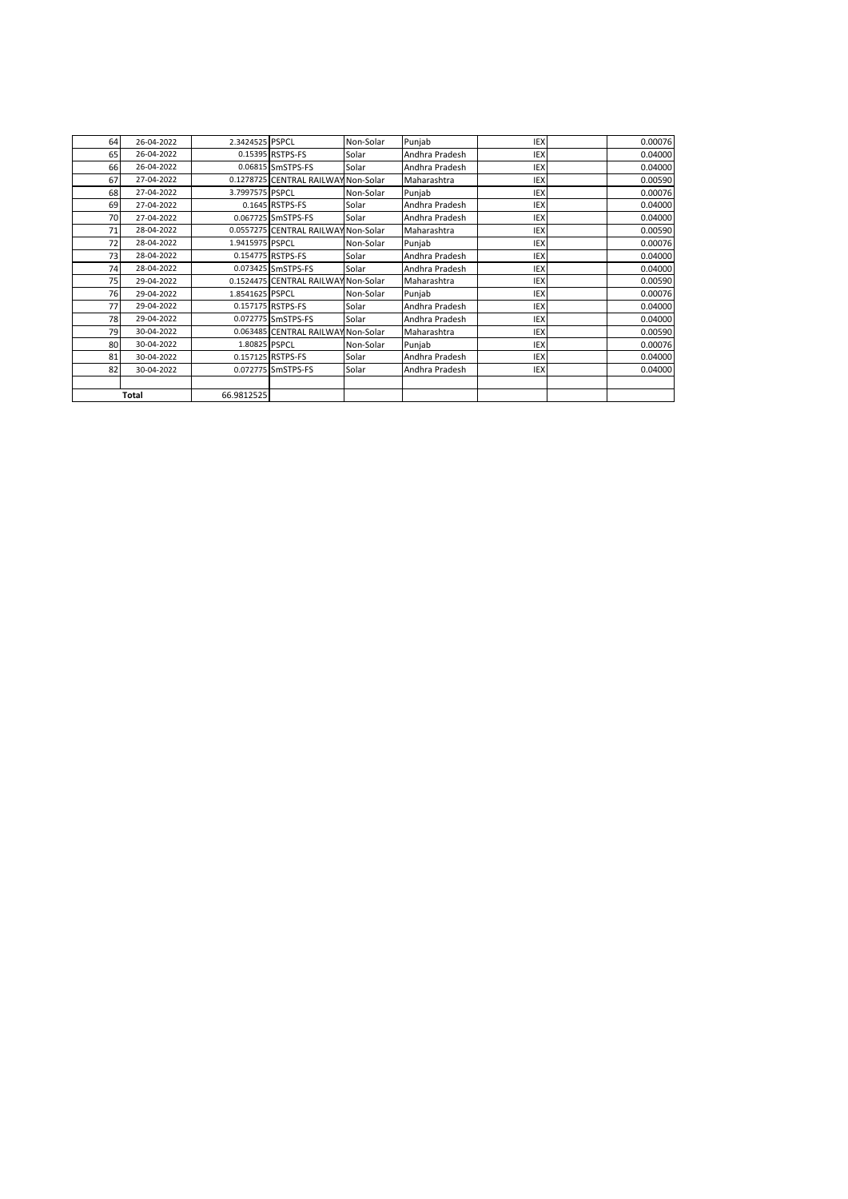| 64 | 26-04-2022 | 2.3424525 | PSPCL | Non-Solar | Punjab | IEX | | 0.00076 |
|---|---|---|---|---|---|---|---|---|
| 65 | 26-04-2022 | 0.15395 | RSTPS-FS | Solar | Andhra Pradesh | IEX | | 0.04000 |
| 66 | 26-04-2022 | 0.06815 | SmSTPS-FS | Solar | Andhra Pradesh | IEX | | 0.04000 |
| 67 | 27-04-2022 | 0.1278725 | CENTRAL RAILWAY | Non-Solar | Maharashtra | IEX | | 0.00590 |
| 68 | 27-04-2022 | 3.7997575 | PSPCL | Non-Solar | Punjab | IEX | | 0.00076 |
| 69 | 27-04-2022 | 0.1645 | RSTPS-FS | Solar | Andhra Pradesh | IEX | | 0.04000 |
| 70 | 27-04-2022 | 0.067725 | SmSTPS-FS | Solar | Andhra Pradesh | IEX | | 0.04000 |
| 71 | 28-04-2022 | 0.0557275 | CENTRAL RAILWAY | Non-Solar | Maharashtra | IEX | | 0.00590 |
| 72 | 28-04-2022 | 1.9415975 | PSPCL | Non-Solar | Punjab | IEX | | 0.00076 |
| 73 | 28-04-2022 | 0.154775 | RSTPS-FS | Solar | Andhra Pradesh | IEX | | 0.04000 |
| 74 | 28-04-2022 | 0.073425 | SmSTPS-FS | Solar | Andhra Pradesh | IEX | | 0.04000 |
| 75 | 29-04-2022 | 0.1524475 | CENTRAL RAILWAY | Non-Solar | Maharashtra | IEX | | 0.00590 |
| 76 | 29-04-2022 | 1.8541625 | PSPCL | Non-Solar | Punjab | IEX | | 0.00076 |
| 77 | 29-04-2022 | 0.157175 | RSTPS-FS | Solar | Andhra Pradesh | IEX | | 0.04000 |
| 78 | 29-04-2022 | 0.072775 | SmSTPS-FS | Solar | Andhra Pradesh | IEX | | 0.04000 |
| 79 | 30-04-2022 | 0.063485 | CENTRAL RAILWAY | Non-Solar | Maharashtra | IEX | | 0.00590 |
| 80 | 30-04-2022 | 1.80825 | PSPCL | Non-Solar | Punjab | IEX | | 0.00076 |
| 81 | 30-04-2022 | 0.157125 | RSTPS-FS | Solar | Andhra Pradesh | IEX | | 0.04000 |
| 82 | 30-04-2022 | 0.072775 | SmSTPS-FS | Solar | Andhra Pradesh | IEX | | 0.04000 |
| | | | | | | | | |
| **Total** | | 66.9812525 | | | | | | |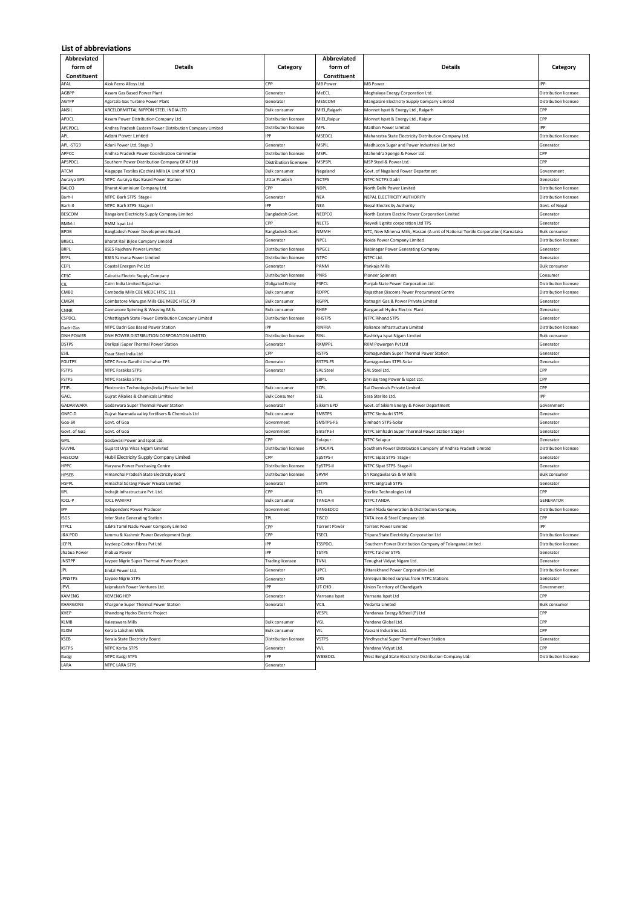## List of abbreviations

| Abbreviated form of Constituent | Details | Category | Abbreviated form of Constituent | Details | Category |
|---|---|---|---|---|---|
| AFAL | Alok Ferro Alloys Ltd. | CPP | MB Power | MB Power | IPP |
| AGBPP | Assam Gas Based Power Plant | Generator | MeECL | Meghalaya Energy Corporation Ltd. | Distribution licensee |
| AGTPP | Agartala Gas Turbine Power Plant | Generator | MESCOM | Mangalore Electricity Supply Company Limited | Distribution licensee |
| ANSIL | ARCELORMITTAL NIPPON STEEL INDIA LTD | Bulk consumer | MIEL,Raigarh | Monnet Ispat & Energy Ltd., Raigarh | CPP |
| APDCL | Assam Power Distribution Company Ltd. | Distribution licensee | MIEL,Raipur | Monnet Ispat & Energy Ltd., Raipur | CPP |
| APEPDCL | Andhra Pradesh Eastern Power Distribution Company Limited | Distribution licensee | MPL | Maithon Power Limited | IPP |
| APL | Adani Power Limited | IPP | MSEDCL | Maharastra State Electricity Distribution Company Ltd. | Distribution licensee |
| APL -STG3 | Adani Power Ltd. Stage-3 | Generator | MSPIL | Madhucon Sugar and Power Industriesl Limited | Generator |
| APPCC | Andhra Pradesh Power Coordination Commitee | Distribution licensee | MSPL | Mahendra Sponge & Power Ltd. | CPP |
| APSPDCL | Southern Power Distribution Company Of AP Ltd | Distribution licensee | MSPSPL | MSP Steel & Power Ltd. | CPP |
| ATCM | Alagappa Textiles (Cochin) Mills (A Unit of NTC) | Bulk consumer | Nagaland | Govt. of Nagaland Power Department | Government |
| Auraiya GPS | NTPC Auraiya Gas Based Power Station | Uttar Pradesh | NCTPS | NTPC NCTPS Dadri | Generator |
| BALCO | Bharat Aluminium Company Ltd. | CPP | NDPL | North Delhi Power Limited | Distribution licensee |
| Barh-I | NTPC Barh STPS Stage-I | Generator | NEA | NEPAL ELECTRICITY AUTHORITY | Distribution licensee |
| Barh-II | NTPC Barh STPS Stage-II | IPP | NEA | Nepal Electricity Authority | Govt. of Nepal |
| BESCOM | Bangalore Electricity Supply Company Limited | Bangladesh Govt. | NEEPCO | North Eastern Electric Power Corporation Limited | Generator |
| BMM-I | BMM Ispat Ltd | CPP | NLCTS | Neyveli Lignite corporation Ltd TPS | Generator |
| BPDB | Bangladesh Power Development Board | Bangladesh Govt. | NMMH | NTC, New Minerva Mills, Hassan (A unit of National Textile Corporation) Karnataka | Bulk consumer |
| BRBCL | Bharat Rail Bijlee Company Limited | Generator | NPCL | Noida Power Company Limited | Distribution licensee |
| BRPL | BSES Rajdhani Power Limited | Distribution licensee | NPGCL | Nabinagar Power Generating Company | Generator |
| BYPL | BSES Yamuna Power Limited | Distribution licensee | NTPC | NTPC Ltd. | Generator |
| CEPL | Coastal Energen Pvt Ltd | Generator | PANM | Pankaja Mills | Bulk consumer |
| CESC | Calcutta Electric Supply Company | Distribution licensee | PNRS | Pioneer Spinners | Consumer |
| CIL | Cairn India Limited Rajasthan | Obligated Entity | PSPCL | Punjab State Power Corporation Ltd. | Distribution licensee |
| CMBD | Cambodia Mills CBE MEDC HTSC 111 | Bulk consumer | RDPPC | Rajasthan Discoms Power Procurement Centre | Distribution licensee |
| CMGN | Coimbatore Murugan Mills CBE MEDC HTSC 79 | Bulk consumer | RGPPL | Ratnagiri Gas & Power Private Limited | Generator |
| CNNR | Cannanore Spinning & Weaving Mills | Bulk consumer | RHEP | Ranganadi Hydro Electric Plant | Generator |
| CSPDCL | Chhattisgarh State Power Distribution Company Limited | Distribution licensee | RHSTPS | NTPC Rihand STPS | Generator |
| Dadri Gas | NTPC Dadri Gas Based Power Station | IPP | RINFRA | Reliance Infrastructure Limited | Distribution licensee |
| DNH POWER | DNH POWER DISTRIBUTION CORPORATION LIMITED | Distribution licensee | RINL | Rashtriya Ispat Nigam Limited | Bulk consumer |
| DSTPS | Darlipali Super Thermal Power Station | Generator | RKMPPL | RKM Powergen Pvt Ltd | Generator |
| ESIL | Essar Steel India Ltd | CPP | RSTPS | Ramagundam Super Thermal Power Station | Generator |
| FGUTPS | NTPC Feroz Gandhi Unchahar TPS | Generator | RSTPS-FS | Ramagundam STPS-Solar | Generator |
| FSTPS | NTPC Farakka STPS | Generator | SAL Steel | SAL Steel Ltd. | CPP |
| FSTPS | NTPC Farakka STPS | | SBPIL | Shri Bajrang Power & Ispat Ltd. | CPP |
| FTIPL | Flextronics Technologies(India) Private limited | Bulk consumer | SCPL | Sai Chemicals Private Limited | CPP |
| GACL | Gujrat Alkalies & Chemicals Limited | Bulk Consumer | SEL | Sesa Sterlite Ltd. | IPP |
| GADARWARA | Gadarwara Super Thermal Power Station | Generator | Sikkim EPD | Govt. of Sikkim Energy & Power Department | Government |
| GNFC-D | Gujrat Narmada valley fertilisers & Chemicals Ltd | Bulk consumer | SMSTPS | NTPC Simhadri STPS | Generator |
| Goa-SR | Govt. of Goa | Government | SMSTPS-FS | Simhadri STPS-Solar | Generator |
| Govt. of Goa | Govt. of Goa | Government | SmSTPS-I | NTPC Simhadri Super Thermal Power Station Stage-I | Generator |
| GPIL | Godawari Power and Ispat Ltd. | CPP | Solapur | NTPC Solapur | Generator |
| GUVNL | Gujarat Urja Vikas Nigam Limited | Distribution licensee | SPDCAPL | Southern Power Distribution Company of Andhra Pradesh Limited | Distribution licensee |
| HESCOM | Hubli Electricity Supply Company Limited | CPP | SpSTPS-I | NTPC Sipat STPS Stage-I | Generator |
| HPPC | Haryana Power Purchasing Centre | Distribution licensee | SpSTPS-II | NTPC Sipat STPS Stage-II | Generator |
| HPSEB | Himanchal Pradesh State Electricity Board | Distribution licensee | SRVM | Sri Rangavilas GS & W Mills | Bulk consumer |
| HSPPL | Himachal Sorang Power Private Limited | Generator | SSTPS | NTPC Singrauli STPS | Generator |
| IIPL | Indrajit Infrastructure Pvt. Ltd. | CPP | STL | Sterlite Technologies Ltd | CPP |
| IOCL-P | IOCL PANIPAT | Bulk consumer | TANDA-II | NTPC TANDA | GENERATOR |
| IPP | Independent Power Producer | Government | TANGEDCO | Tamil Nadu Generation & Distribution Company | Distribution licensee |
| ISGS | Inter State Generating Station | TPL | TISCO | TATA Iron & Steel Company Ltd. | CPP |
| ITPCL | IL&FS Tamil Nadu Power Company Limited | CPP | Torrent Power | Torrent Power Limited | IPP |
| J&K PDD | Jammu & Kashmir Power Development Dept. | CPP | TSECL | Tripura State Electricity Corporation Ltd | Distribution licensee |
| JCFPL | Jaydeep Cotton Fibres Pvt Ltd | IPP | TSSPDCL | Southern Power Distribution Company of Telangana Limited | Distribution licensee |
| Jhabua Power | Jhabua Power | IPP | TSTPS | NTPC Talcher STPS | Generator |
| JNSTPP | Jaypee Nigrie Super Thermal Power Project | Trading licensee | TVNL | Tenughat Vidyut Nigam Ltd. | Generator |
| JPL | Jindal Power Ltd. | Generator | UPCL | Uttarakhand Power Corporation Ltd. | Distribution licensee |
| JPNSTPS | Jaypee Nigrie STPS | Generator | URS | Unrequisitioned surplus from NTPC Stations | Generator |
| JPVL | Jaiprakash Power Ventures Ltd. | IPP | UT CHD | Union Territory of Chandigarh | Government |
| KAMENG | KEMENG HEP | Generator | Varrsana Ispat | Varrsana Ispat Ltd | CPP |
| KHARGONE | Khargone Super Thermal Power Station | Generator | VCIL | Vedanta Limited | Bulk consumer |
| KHEP | Khandong Hydro Electric Project | | VESPL | Vandanaa Energy &Steel (P) Ltd | CPP |
| KLMB | Kaleeswara Mills | Bulk consumer | VGL | Vandana Global Ltd. | CPP |
| KLXM | Kerala Lakshmi Mills | Bulk consumer | VIL | Vasvani Industries Ltd. | CPP |
| KSEB | Kerala State Electricity Board | Distribution licensee | VSTPS | Vindhyachal Super Thermal Power Station | Generator |
| KSTPS | NTPC Korba STPS | Generator | VVL | Vandana Vidyut Ltd. | CPP |
| Kudgi | NTPC Kudgi STPS | IPP | WBSEDCL | West Bengal State Electricity Distribution Company Ltd. | Distribution licensee |
| LARA | NTPC LARA STPS | Generator | | | |